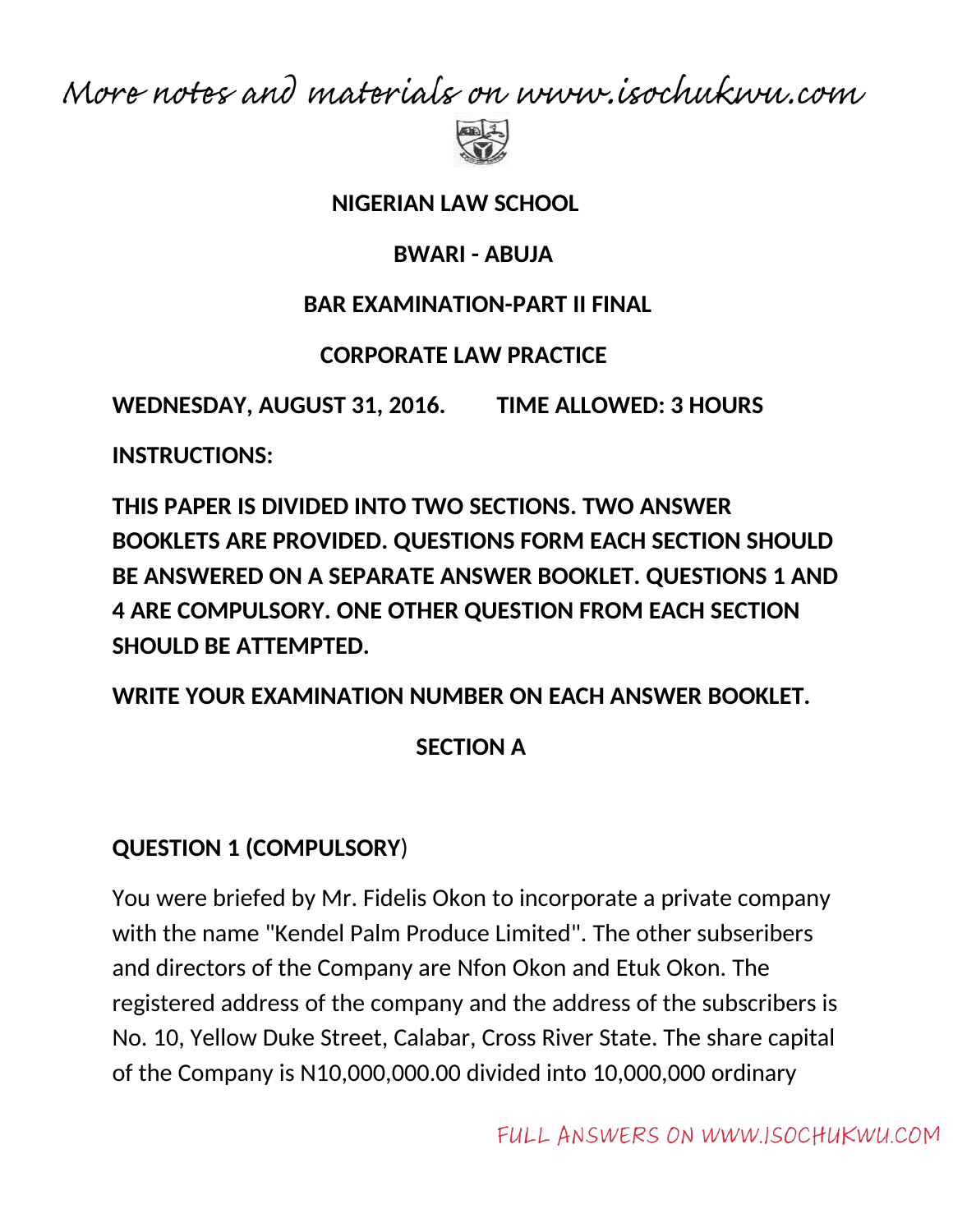More notes and materials on www.isochukwu.com

**NIGERIAN LAW SCHOOL**

**BWARI - ABUJA**

**BAR EXAMINATION-PART II FINAL**

**CORPORATE LAW PRACTICE**

**WEDNESDAY, AUGUST 31, 2016. TIME ALLOWED: 3 HOURS**

**INSTRUCTIONS:**

**THIS PAPER IS DIVIDED INTO TWO SECTIONS. TWO ANSWER BOOKLETS ARE PROVIDED. QUESTIONS FORM EACH SECTION SHOULD BE ANSWERED ON A SEPARATE ANSWER BOOKLET. QUESTIONS 1 AND 4 ARE COMPULSORY. ONE OTHER QUESTION FROM EACH SECTION SHOULD BE ATTEMPTED.**

**WRITE YOUR EXAMINATION NUMBER ON EACH ANSWER BOOKLET.**

## SECTION A

### QUESTION 1 (COMPULSORY)

You were briefed by Mr. Fidelis Okon to incorporate a private company with the name "Kendel Palm Produce Limited". The other subseribers and directors of the Company are Nfon Okon and Etuk Okon. The registered address of the company and the address of the subscribers is No. 10, Yellow Duke Street, Calabar, Cross River State. The share capital of the Company is N10,000,000.00 divided into 10,000,000 ordinary

FULL ANSWERS ON WWW.ISOCHUKWU.COM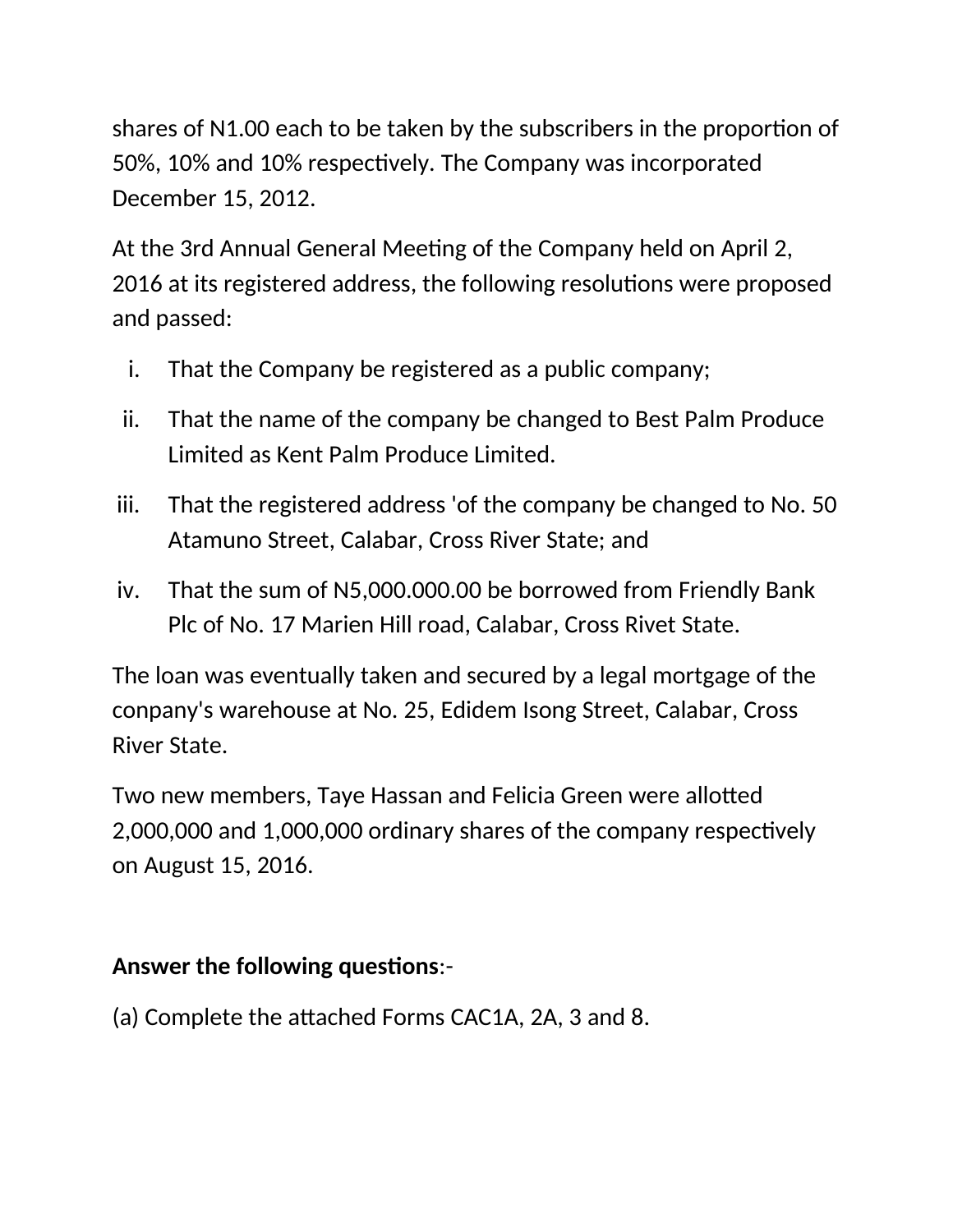shares of N1.00 each to be taken by the subscribers in the proportion of 50%, 10% and 10% respectively. The Company was incorporated December 15, 2012.

At the 3rd Annual General Meeting of the Company held on April 2, 2016 at its registered address, the following resolutions were proposed and passed:

i. That the Company be registered as a public company;
ii. That the name of the company be changed to Best Palm Produce Limited as Kent Palm Produce Limited.
iii. That the registered address 'of the company be changed to No. 50 Atamuno Street, Calabar, Cross River State; and
iv. That the sum of N5,000.000.00 be borrowed from Friendly Bank Plc of No. 17 Marien Hill road, Calabar, Cross Rivet State.

The loan was eventually taken and secured by a legal mortgage of the conpany's warehouse at No. 25, Edidem Isong Street, Calabar, Cross River State.

Two new members, Taye Hassan and Felicia Green were allotted 2,000,000 and 1,000,000 ordinary shares of the company respectively on August 15, 2016.

**Answer the following questions**:-

(a) Complete the attached Forms CAC1A, 2A, 3 and 8.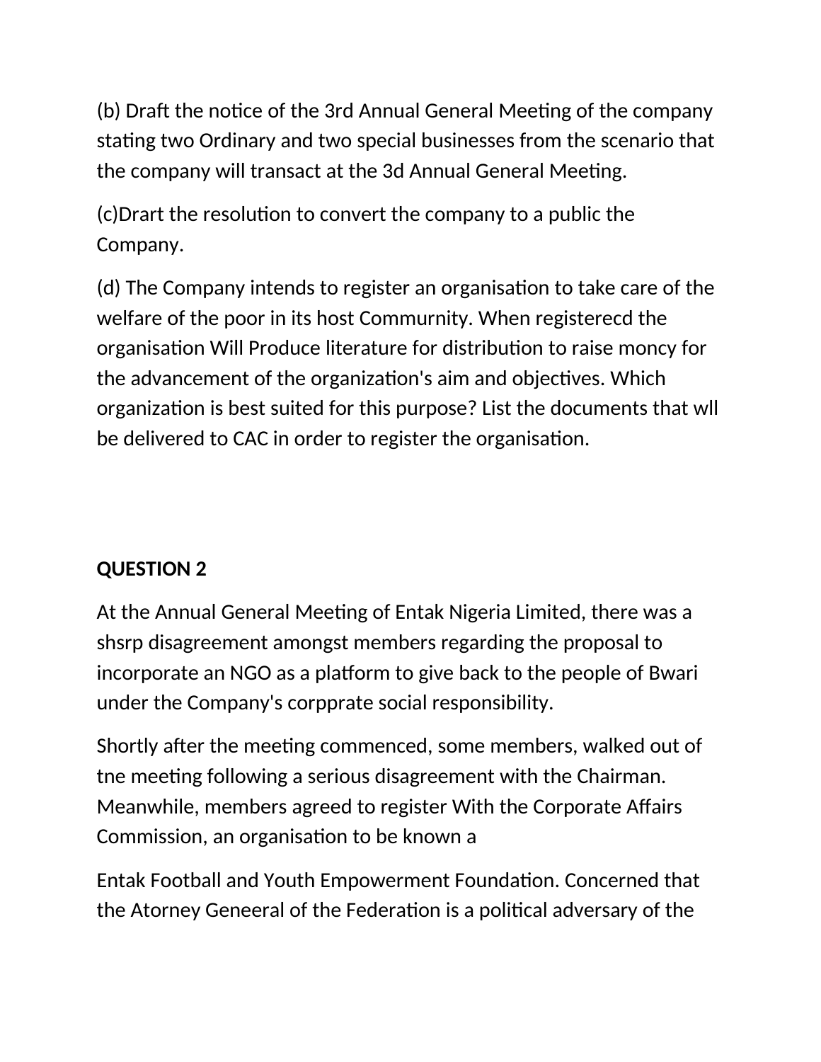(b) Draft the notice of the 3rd Annual General Meeting of the company stating two Ordinary and two special businesses from the scenario that the company will transact at the 3d Annual General Meeting.

(c)Drart the resolution to convert the company to a public the Company.

(d) The Company intends to register an organisation to take care of the welfare of the poor in its host Commurnity. When registerecd the organisation Will Produce literature for distribution to raise moncy for the advancement of the organization's aim and objectives. Which organization is best suited for this purpose? List the documents that wll be delivered to CAC in order to register the organisation.

**QUESTION 2**

At the Annual General Meeting of Entak Nigeria Limited, there was a shsrp disagreement amongst members regarding the proposal to incorporate an NGO as a platform to give back to the people of Bwari under the Company's corpprate social responsibility.

Shortly after the meeting commenced, some members, walked out of tne meeting following a serious disagreement with the Chairman. Meanwhile, members agreed to register With the Corporate Affairs Commission, an organisation to be known a

Entak Football and Youth Empowerment Foundation. Concerned that the Atorney Geneeral of the Federation is a political adversary of the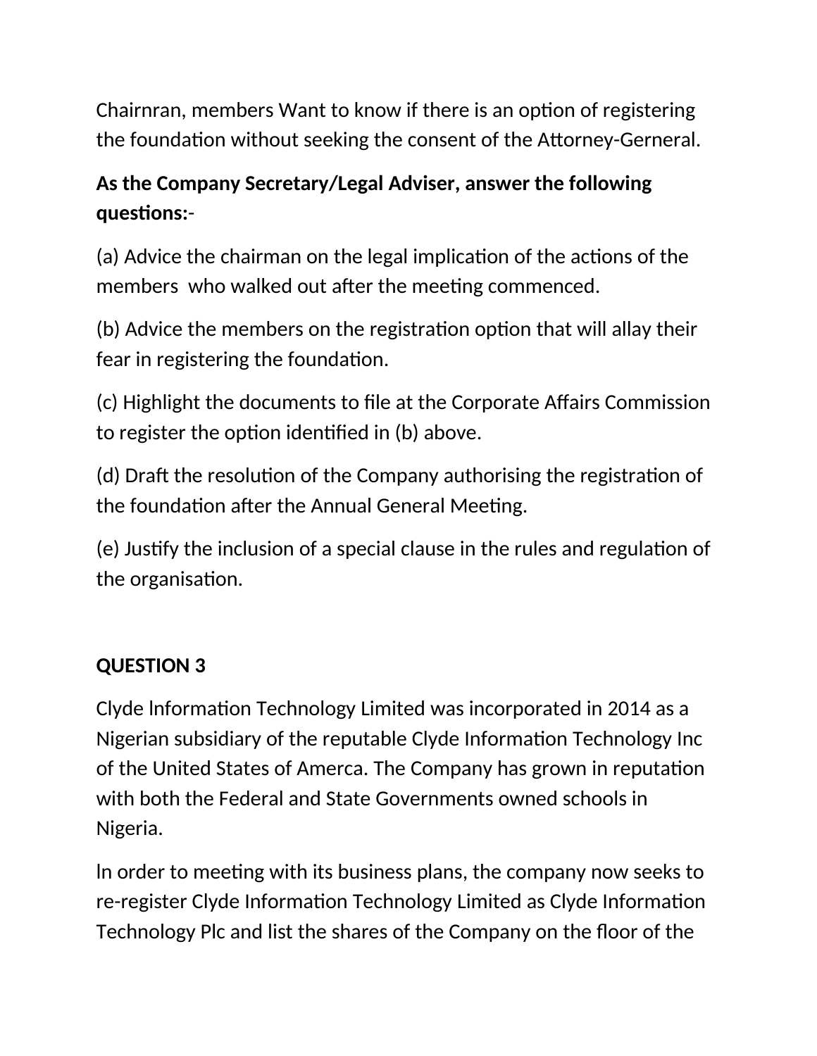Chairnran, members Want to know if there is an option of registering the foundation without seeking the consent of the Attorney-Gerneral.

**As the Company Secretary/Legal Adviser, answer the following questions:**-

(a) Advice the chairman on the legal implication of the actions of the members who walked out after the meeting commenced.

(b) Advice the members on the registration option that will allay their fear in registering the foundation.

(c) Highlight the documents to file at the Corporate Affairs Commission to register the option identified in (b) above.

(d) Draft the resolution of the Company authorising the registration of the foundation after the Annual General Meeting.

(e) Justify the inclusion of a special clause in the rules and regulation of the organisation.

**QUESTION 3**

Clyde lnformation Technology Limited was incorporated in 2014 as a Nigerian subsidiary of the reputable Clyde Information Technology Inc of the United States of Amerca. The Company has grown in reputation with both the Federal and State Governments owned schools in Nigeria.

ln order to meeting with its business plans, the company now seeks to re-register Clyde Information Technology Limited as Clyde Information Technology Plc and list the shares of the Company on the floor of the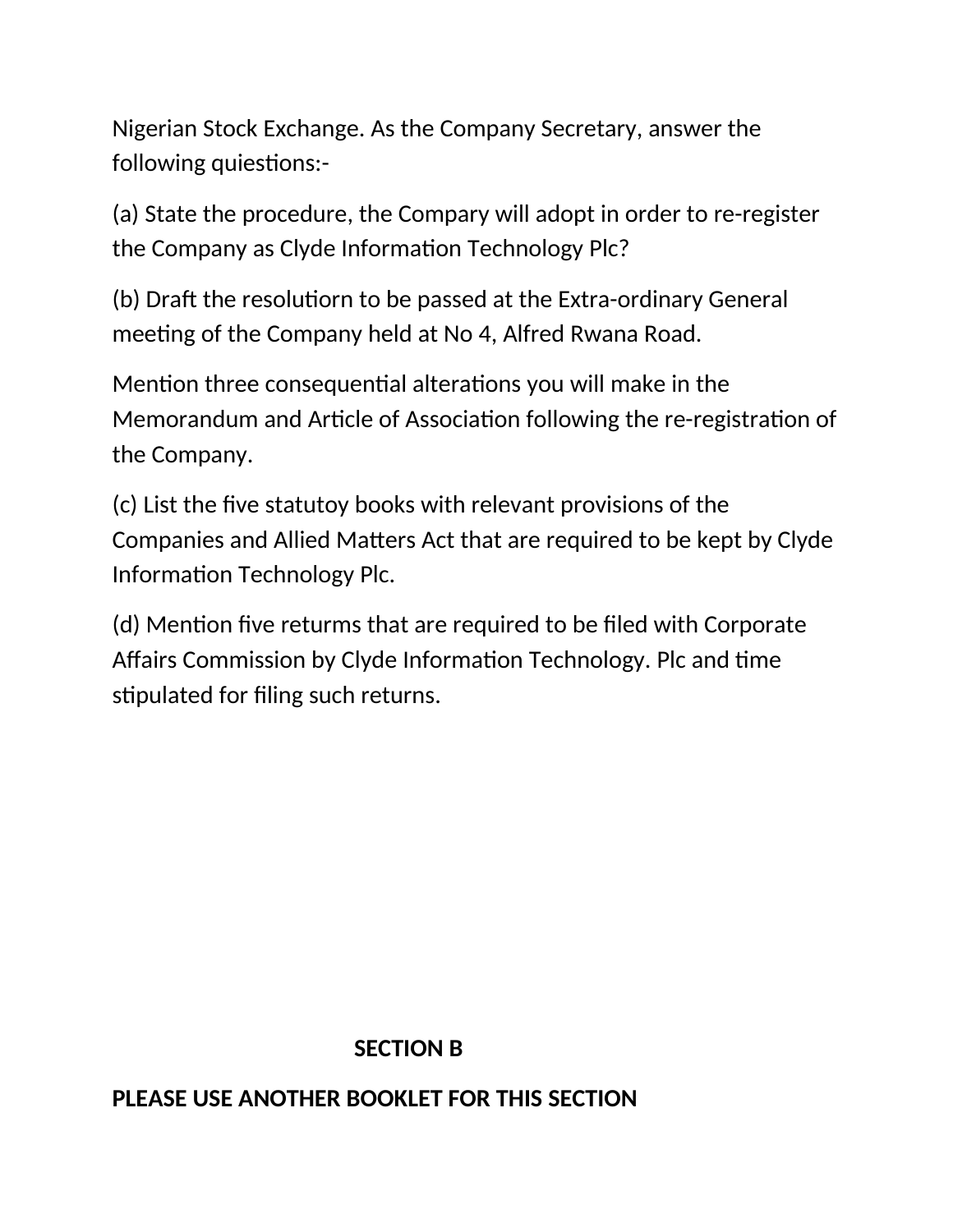Nigerian Stock Exchange. As the Company Secretary, answer the following quiestions:-

(a) State the procedure, the Compary will adopt in order to re-register the Company as Clyde Information Technology Plc?

(b) Draft the resolutiorn to be passed at the Extra-ordinary General meeting of the Company held at No 4, Alfred Rwana Road.

Mention three consequential alterations you will make in the Memorandum and Article of Association following the re-registration of the Company.

(c) List the five statutoy books with relevant provisions of the Companies and Allied Matters Act that are required to be kept by Clyde Information Technology Plc.

(d) Mention five returms that are required to be filed with Corporate Affairs Commission by Clyde Information Technology. Plc and time stipulated for filing such returns.

## SECTION B

**PLEASE USE ANOTHER BOOKLET FOR THIS SECTION**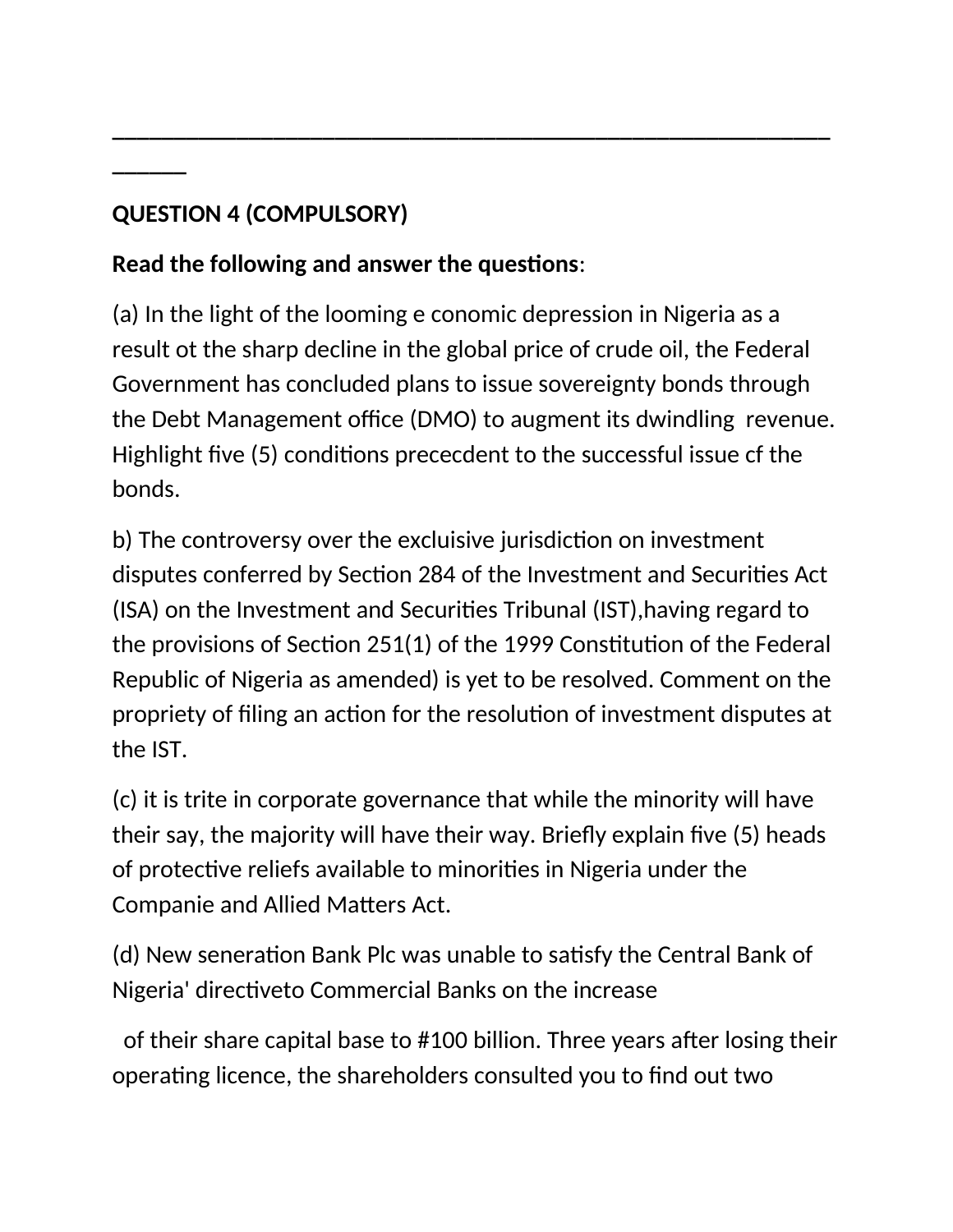________________________________________________________________

**QUESTION 4 (COMPULSORY)**

**Read the following and answer the questions**:

(a) In the light of the looming e conomic depression in Nigeria as a result ot the sharp decline in the global price of crude oil, the Federal Government has concluded plans to issue sovereignty bonds through the Debt Management office (DMO) to augment its dwindling revenue. Highlight five (5) conditions prececdent to the successful issue cf the bonds.

b) The controversy over the excluisive jurisdiction on investment disputes conferred by Section 284 of the Investment and Securities Act (ISA) on the Investment and Securities Tribunal (IST),having regard to the provisions of Section 251(1) of the 1999 Constitution of the Federal Republic of Nigeria as amended) is yet to be resolved. Comment on the propriety of filing an action for the resolution of investment disputes at the IST.

(c) it is trite in corporate governance that while the minority will have their say, the majority will have their way. Briefly explain five (5) heads of protective reliefs available to minorities in Nigeria under the Companie and Allied Matters Act.

(d) New seneration Bank Plc was unable to satisfy the Central Bank of Nigeria' directiveto Commercial Banks on the increase

of their share capital base to #100 billion. Three years after losing their operating licence, the shareholders consulted you to find out two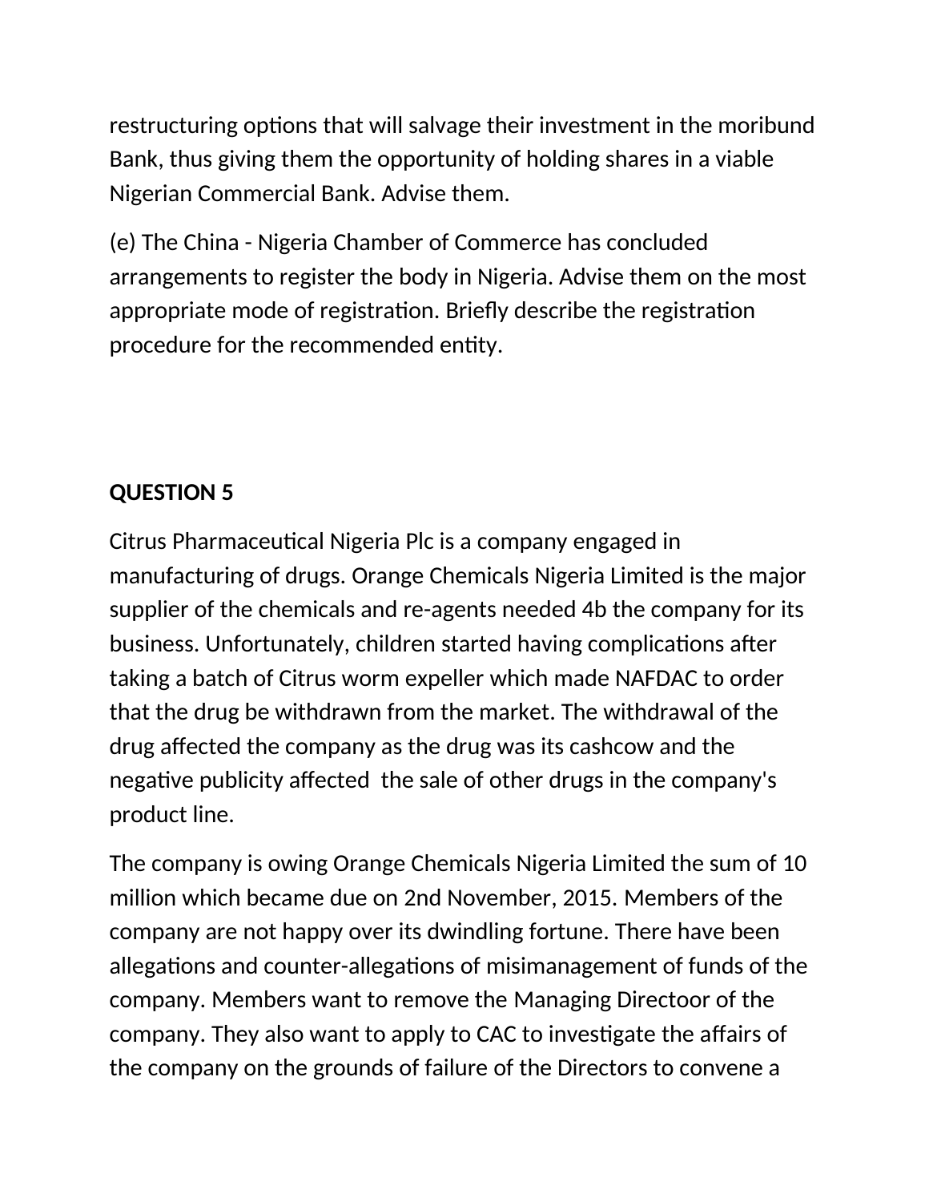restructuring options that will salvage their investment in the moribund Bank, thus giving them the opportunity of holding shares in a viable Nigerian Commercial Bank. Advise them.

(e) The China - Nigeria Chamber of Commerce has concluded arrangements to register the body in Nigeria. Advise them on the most appropriate mode of registration. Briefly describe the registration procedure for the recommended entity.

**QUESTION 5**

Citrus Pharmaceutical Nigeria Plc is a company engaged in manufacturing of drugs. Orange Chemicals Nigeria Limited is the major supplier of the chemicals and re-agents needed 4b the company for its business. Unfortunately, children started having complications after taking a batch of Citrus worm expeller which made NAFDAC to order that the drug be withdrawn from the market. The withdrawal of the drug affected the company as the drug was its cashcow and the negative publicity affected the sale of other drugs in the company's product line.

The company is owing Orange Chemicals Nigeria Limited the sum of 10 million which became due on 2nd November, 2015. Members of the company are not happy over its dwindling fortune. There have been allegations and counter-allegations of misimanagement of funds of the company. Members want to remove the Managing Directoor of the company. They also want to apply to CAC to investigate the affairs of the company on the grounds of failure of the Directors to convene a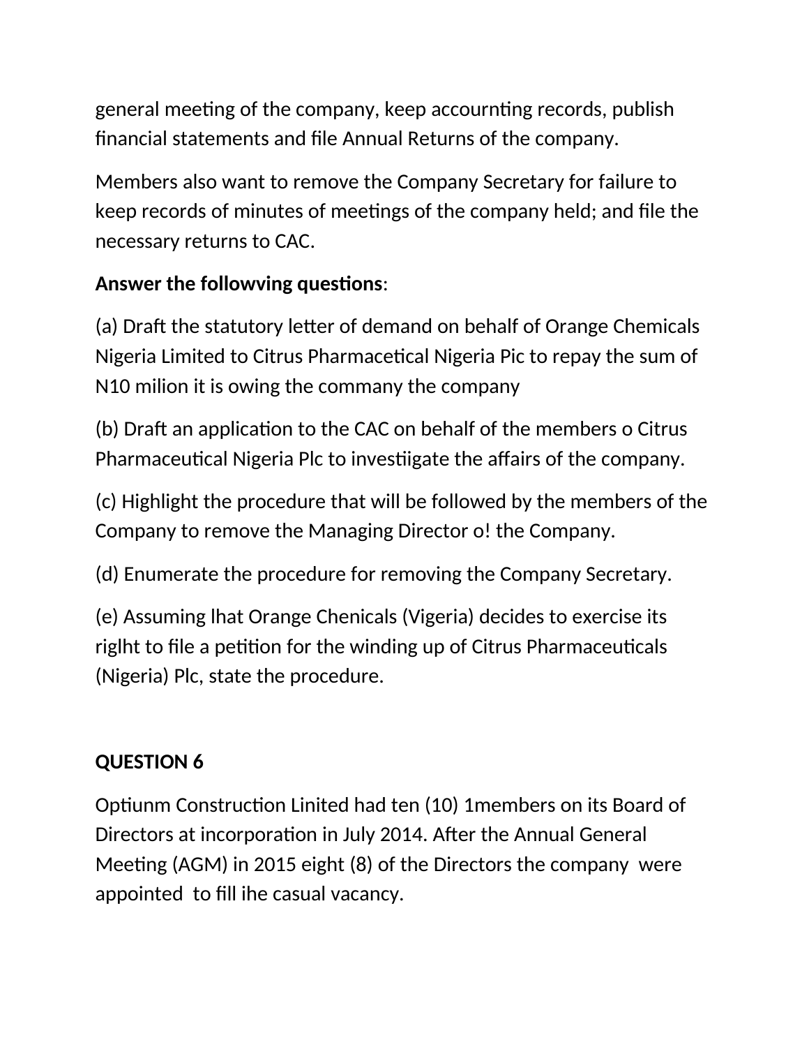general meeting of the company, keep accournting records, publish financial statements and file Annual Returns of the company.

Members also want to remove the Company Secretary for failure to keep records of minutes of meetings of the company held; and file the necessary returns to CAC.

**Answer the followving questions**:

(a) Draft the statutory letter of demand on behalf of Orange Chemicals Nigeria Limited to Citrus Pharmacetical Nigeria Pic to repay the sum of N10 milion it is owing the commany the company

(b) Draft an application to the CAC on behalf of the members o Citrus Pharmaceutical Nigeria Plc to investiigate the affairs of the company.

(c) Highlight the procedure that will be followed by the members of the Company to remove the Managing Director o! the Company.

(d) Enumerate the procedure for removing the Company Secretary.

(e) Assuming lhat Orange Chenicals (Vigeria) decides to exercise its riglht to file a petition for the winding up of Citrus Pharmaceuticals (Nigeria) Plc, state the procedure.

**QUESTION 6**

Optiunm Construction Linited had ten (10) 1members on its Board of Directors at incorporation in July 2014. After the Annual General Meeting (AGM) in 2015 eight (8) of the Directors the company were appointed to fill ihe casual vacancy.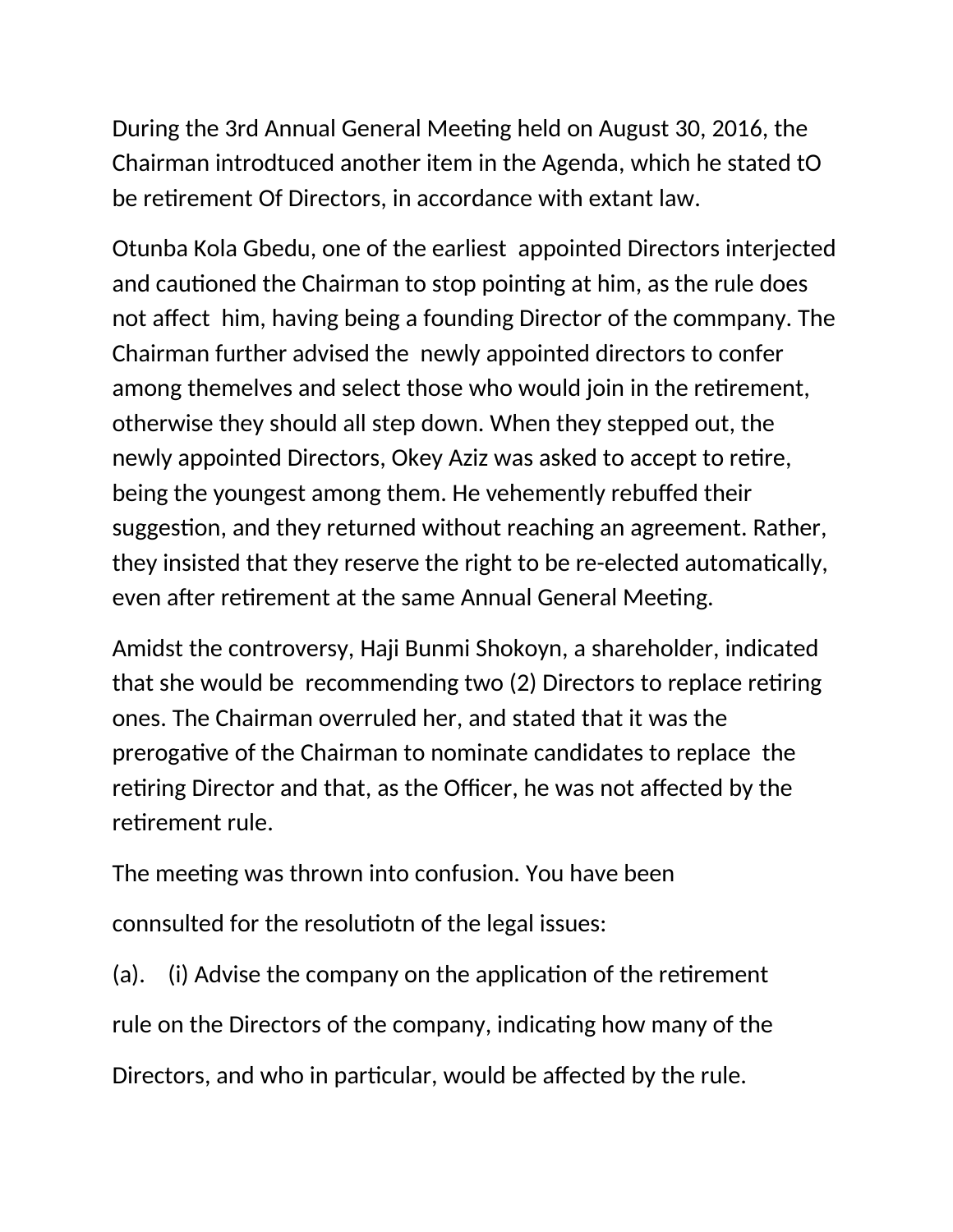During the 3rd Annual General Meeting held on August 30, 2016, the Chairman introdtuced another item in the Agenda, which he stated tO be retirement Of Directors, in accordance with extant law.

Otunba Kola Gbedu, one of the earliest  appointed Directors interjected and cautioned the Chairman to stop pointing at him, as the rule does not affect  him, having being a founding Director of the commpany. The Chairman further advised the  newly appointed directors to confer among themelves and select those who would join in the retirement, otherwise they should all step down. When they stepped out, the newly appointed Directors, Okey Aziz was asked to accept to retire, being the youngest among them. He vehemently rebuffed their suggestion, and they returned without reaching an agreement. Rather, they insisted that they reserve the right to be re-elected automatically, even after retirement at the same Annual General Meeting.

Amidst the controversy, Haji Bunmi Shokoyn, a shareholder, indicated that she would be  recommending two (2) Directors to replace retiring ones. The Chairman overruled her, and stated that it was the prerogative of the Chairman to nominate candidates to replace  the retiring Director and that, as the Officer, he was not affected by the retirement rule.

The meeting was thrown into confusion. You have been

connsulted for the resolutiotn of the legal issues:

(a).   (i) Advise the company on the application of the retirement

rule on the Directors of the company, indicating how many of the

Directors, and who in particular, would be affected by the rule.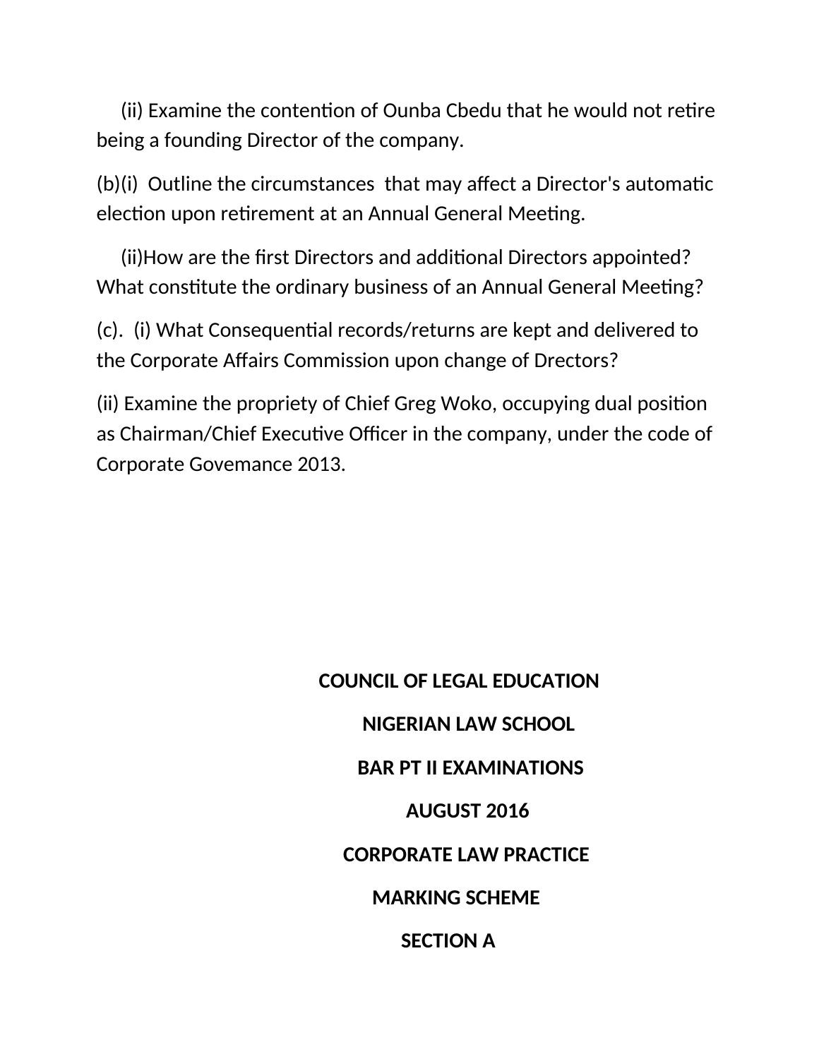(ii) Examine the contention of Ounba Cbedu that he would not retire being a founding Director of the company.

(b)(i) Outline the circumstances that may affect a Director's automatic election upon retirement at an Annual General Meeting.

(ii)How are the first Directors and additional Directors appointed? What constitute the ordinary business of an Annual General Meeting?

(c). (i) What Consequential records/returns are kept and delivered to the Corporate Affairs Commission upon change of Drectors?

(ii) Examine the propriety of Chief Greg Woko, occupying dual position as Chairman/Chief Executive Officer in the company, under the code of Corporate Govemance 2013.

**COUNCIL OF LEGAL EDUCATION**

**NIGERIAN LAW SCHOOL**

**BAR PT II EXAMINATIONS**

**AUGUST 2016**

**CORPORATE LAW PRACTICE**

**MARKING SCHEME**

**SECTION A**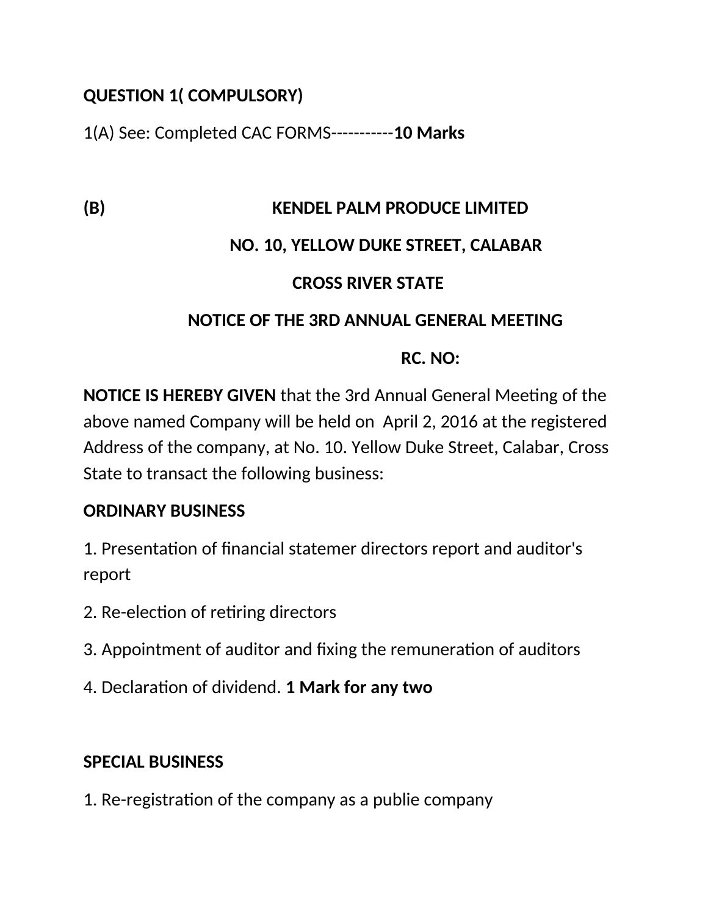**QUESTION 1( COMPULSORY)**

1(A) See: Completed CAC FORMS-----------**10 Marks**

**(B) KENDEL PALM PRODUCE LIMITED**

**NO. 10, YELLOW DUKE STREET, CALABAR**

**CROSS RIVER STATE**

**NOTICE OF THE 3RD ANNUAL GENERAL MEETING**

**RC. NO:**

**NOTICE IS HEREBY GIVEN** that the 3rd Annual General Meeting of the above named Company will be held on April 2, 2016 at the registered Address of the company, at No. 10. Yellow Duke Street, Calabar, Cross State to transact the following business:

**ORDINARY BUSINESS**

1. Presentation of financial statemer directors report and auditor's report

2. Re-election of retiring directors

3. Appointment of auditor and fixing the remuneration of auditors

4. Declaration of dividend. **1 Mark for any two**

**SPECIAL BUSINESS**

1. Re-registration of the company as a publie company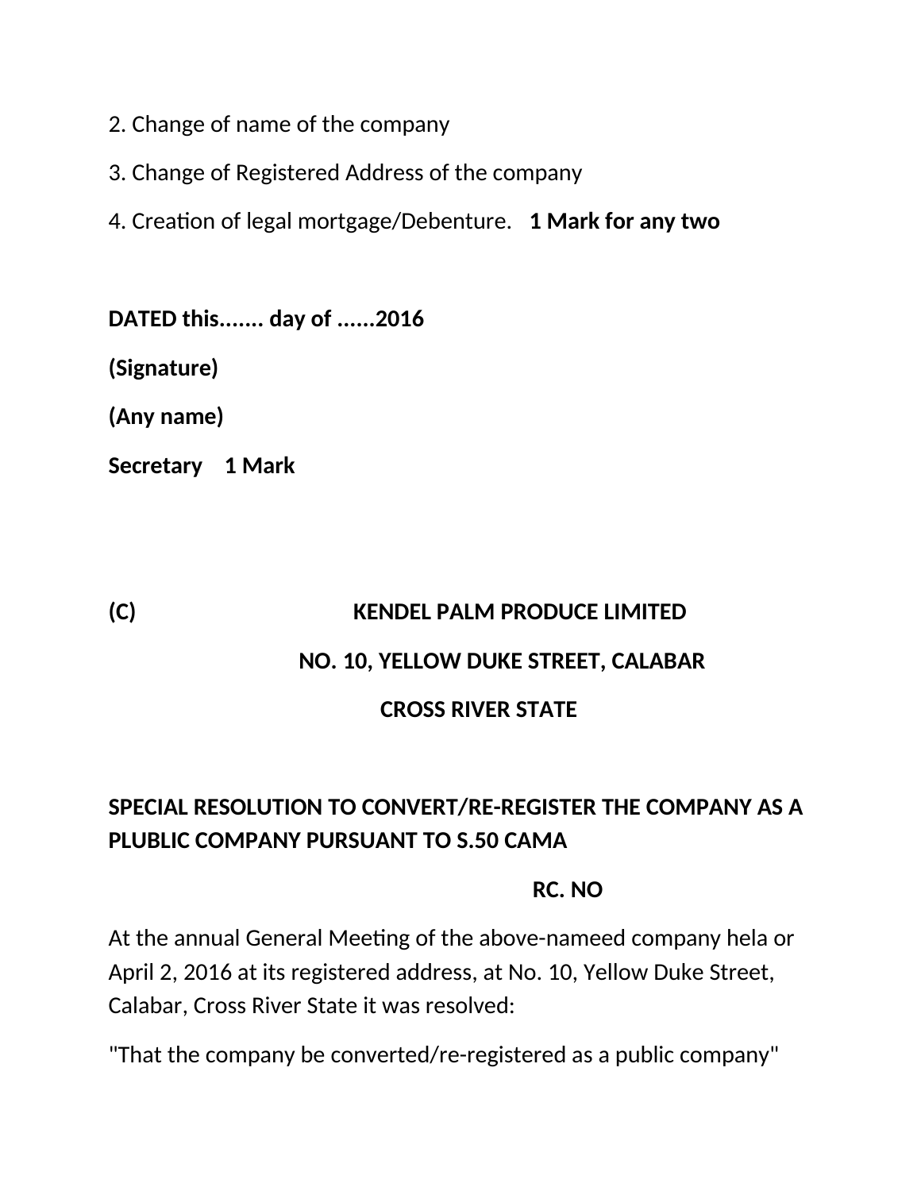2. Change of name of the company

3. Change of Registered Address of the company

4. Creation of legal mortgage/Debenture. **1 Mark for any two**

**DATED this....... day of ......2016**

**(Signature)**

**(Any name)**

**Secretary 1 Mark**

**(C) KENDEL PALM PRODUCE LIMITED**

**NO. 10, YELLOW DUKE STREET, CALABAR**

**CROSS RIVER STATE**

**SPECIAL RESOLUTION TO CONVERT/RE-REGISTER THE COMPANY AS A PLUBLIC COMPANY PURSUANT TO S.50 CAMA**

**RC. NO**

At the annual General Meeting of the above-nameed company hela or April 2, 2016 at its registered address, at No. 10, Yellow Duke Street, Calabar, Cross River State it was resolved:

"That the company be converted/re-registered as a public company"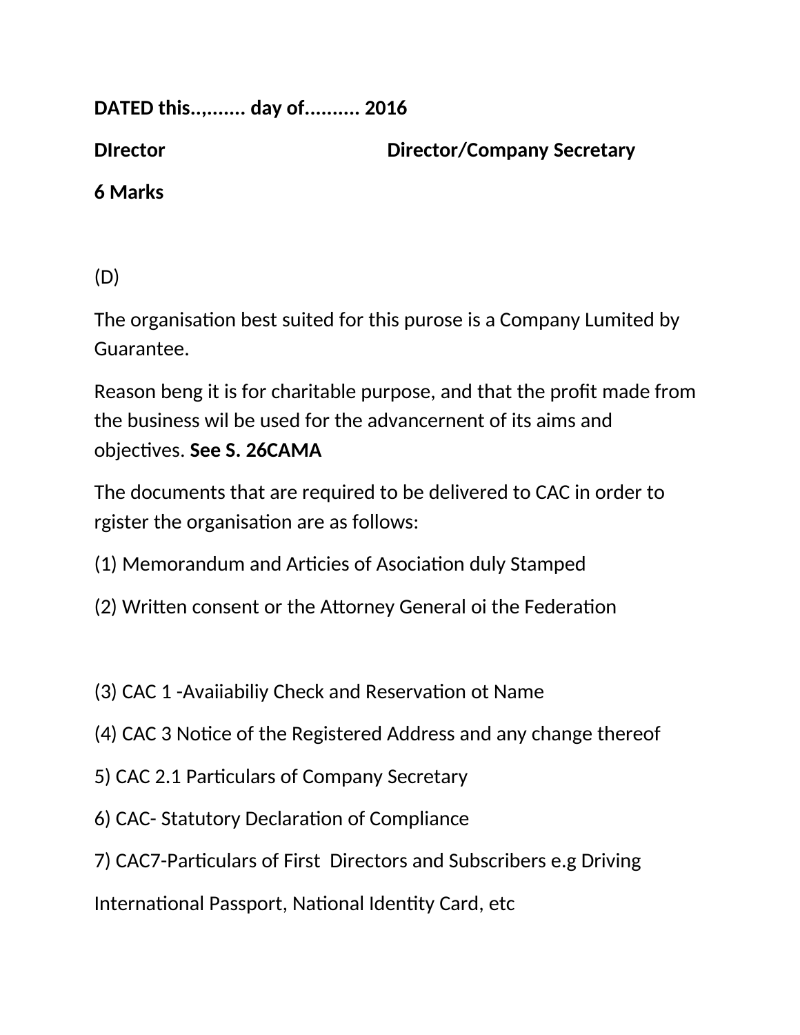**DATED this..,....... day of.......... 2016**

**DIrector Director/Company Secretary**

**6 Marks**

(D)

The organisation best suited for this purose is a Company Lumited by Guarantee.

Reason beng it is for charitable purpose, and that the profit made from the business wil be used for the advancernent of its aims and objectives. **See S. 26CAMA**

The documents that are required to be delivered to CAC in order to rgister the organisation are as follows:

(1) Memorandum and Articies of Asociation duly Stamped

(2) Written consent or the Attorney General oi the Federation

(3) CAC 1 -Avaiiabiliy Check and Reservation ot Name

(4) CAC 3 Notice of the Registered Address and any change thereof

5) CAC 2.1 Particulars of Company Secretary

6) CAC- Statutory Declaration of Compliance

7) CAC7-Particulars of First Directors and Subscribers e.g Driving

International Passport, National Identity Card, etc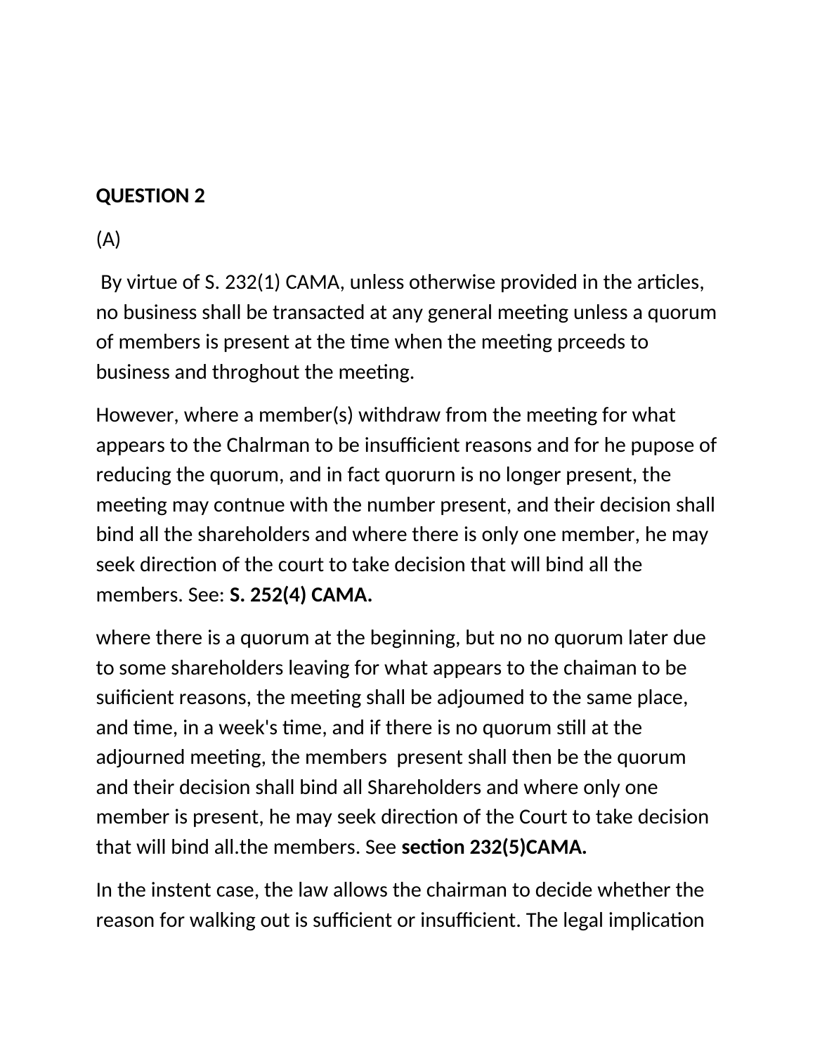**QUESTION 2**

(A)

By virtue of S. 232(1) CAMA, unless otherwise provided in the articles, no business shall be transacted at any general meeting unless a quorum of members is present at the time when the meeting prceeds to business and throghout the meeting.

However, where a member(s) withdraw from the meeting for what appears to the Chalrman to be insufficient reasons and for he pupose of reducing the quorum, and in fact quorurn is no longer present, the meeting may contnue with the number present, and their decision shall bind all the shareholders and where there is only one member, he may seek direction of the court to take decision that will bind all the members. See: **S. 252(4) CAMA.**

where there is a quorum at the beginning, but no no quorum later due to some shareholders leaving for what appears to the chaiman to be suificient reasons, the meeting shall be adjoumed to the same place, and time, in a week's time, and if there is no quorum still at the adjourned meeting, the members present shall then be the quorum and their decision shall bind all Shareholders and where only one member is present, he may seek direction of the Court to take decision that will bind all.the members. See **section 232(5)CAMA.**

In the instent case, the law allows the chairman to decide whether the reason for walking out is sufficient or insufficient. The legal implication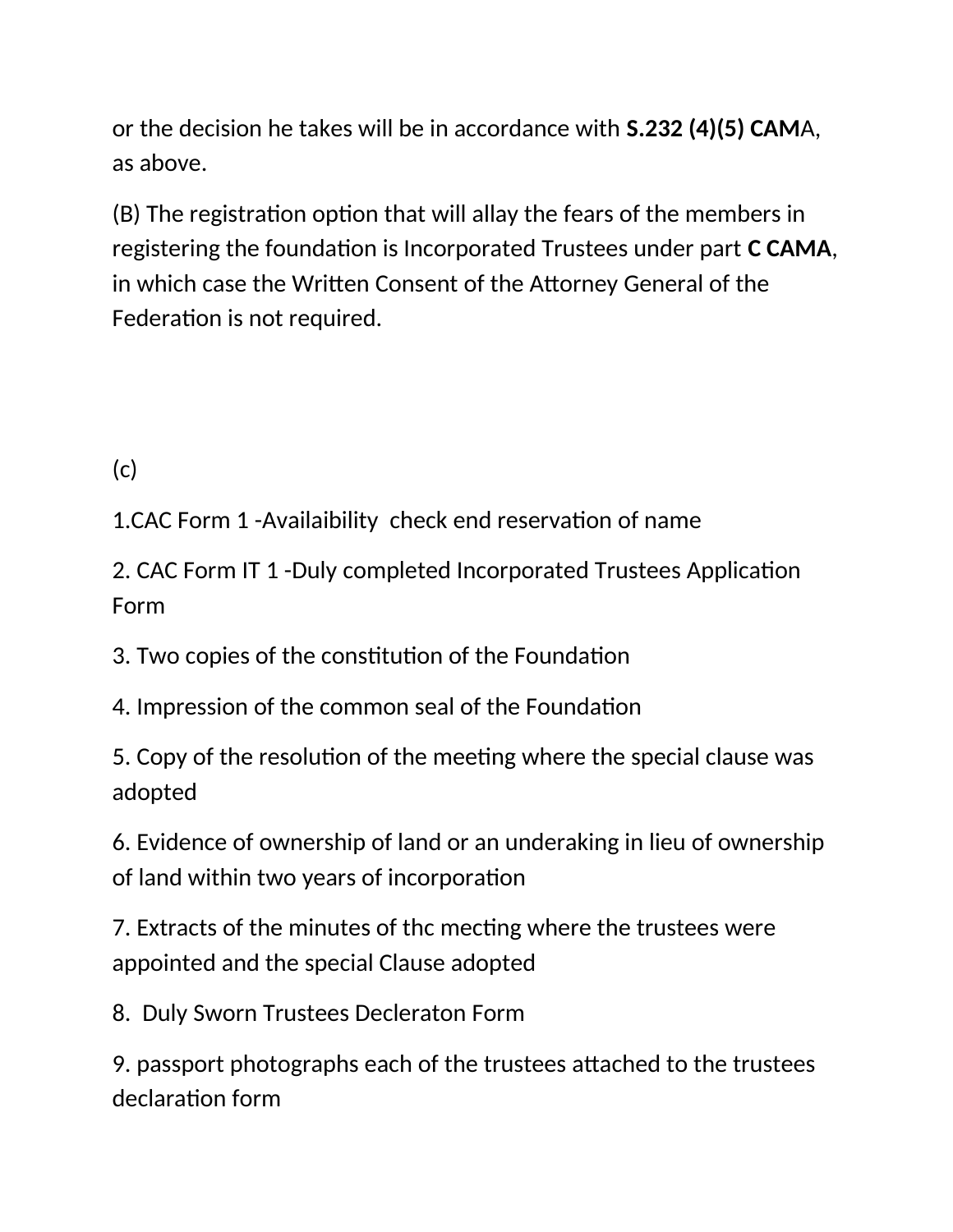or the decision he takes will be in accordance with **S.232 (4)(5) CAM**A, as above.

(B) The registration option that will allay the fears of the members in registering the foundation is Incorporated Trustees under part **C CAMA**, in which case the Written Consent of the Attorney General of the Federation is not required.

(c)

1.CAC Form 1 -Availaibility  check end reservation of name

2. CAC Form IT 1 -Duly completed Incorporated Trustees Application Form

3. Two copies of the constitution of the Foundation

4. Impression of the common seal of the Foundation

5. Copy of the resolution of the meeting where the special clause was adopted

6. Evidence of ownership of land or an underaking in lieu of ownership of land within two years of incorporation

7. Extracts of the minutes of thc mecting where the trustees were appointed and the special Clause adopted

8.  Duly Sworn Trustees Decleraton Form

9. passport photographs each of the trustees attached to the trustees declaration form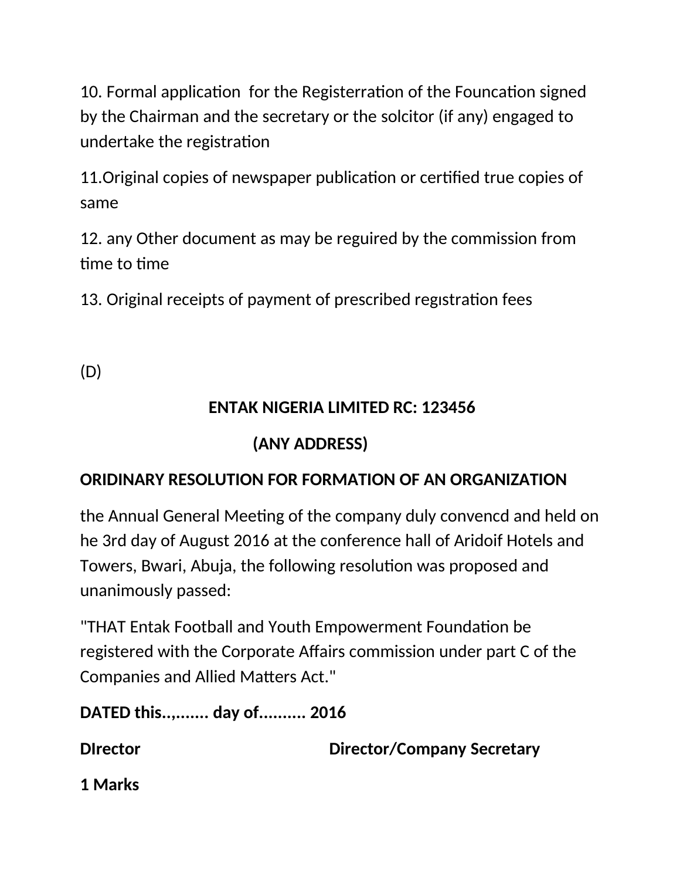10. Formal application  for the Registerration of the Founcation signed by the Chairman and the secretary or the solcitor (if any) engaged to undertake the registration

11.Original copies of newspaper publication or certified true copies of same

12. any Other document as may be reguired by the commission from time to time

13. Original receipts of payment of prescribed regıstration fees

(D)

**ENTAK NIGERIA LIMITED RC: 123456**

**(ANY ADDRESS)**

**ORIDINARY RESOLUTION FOR FORMATION OF AN ORGANIZATION**

the Annual General Meeting of the company duly convencd and held on he 3rd day of August 2016 at the conference hall of Aridoif Hotels and Towers, Bwari, Abuja, the following resolution was proposed and unanimously passed:

"THAT Entak Football and Youth Empowerment Foundation be registered with the Corporate Affairs commission under part C of the Companies and Allied Matters Act."

**DATED this..,....... day of.......... 2016**

**DIrector                                        Director/Company Secretary**

**1 Marks**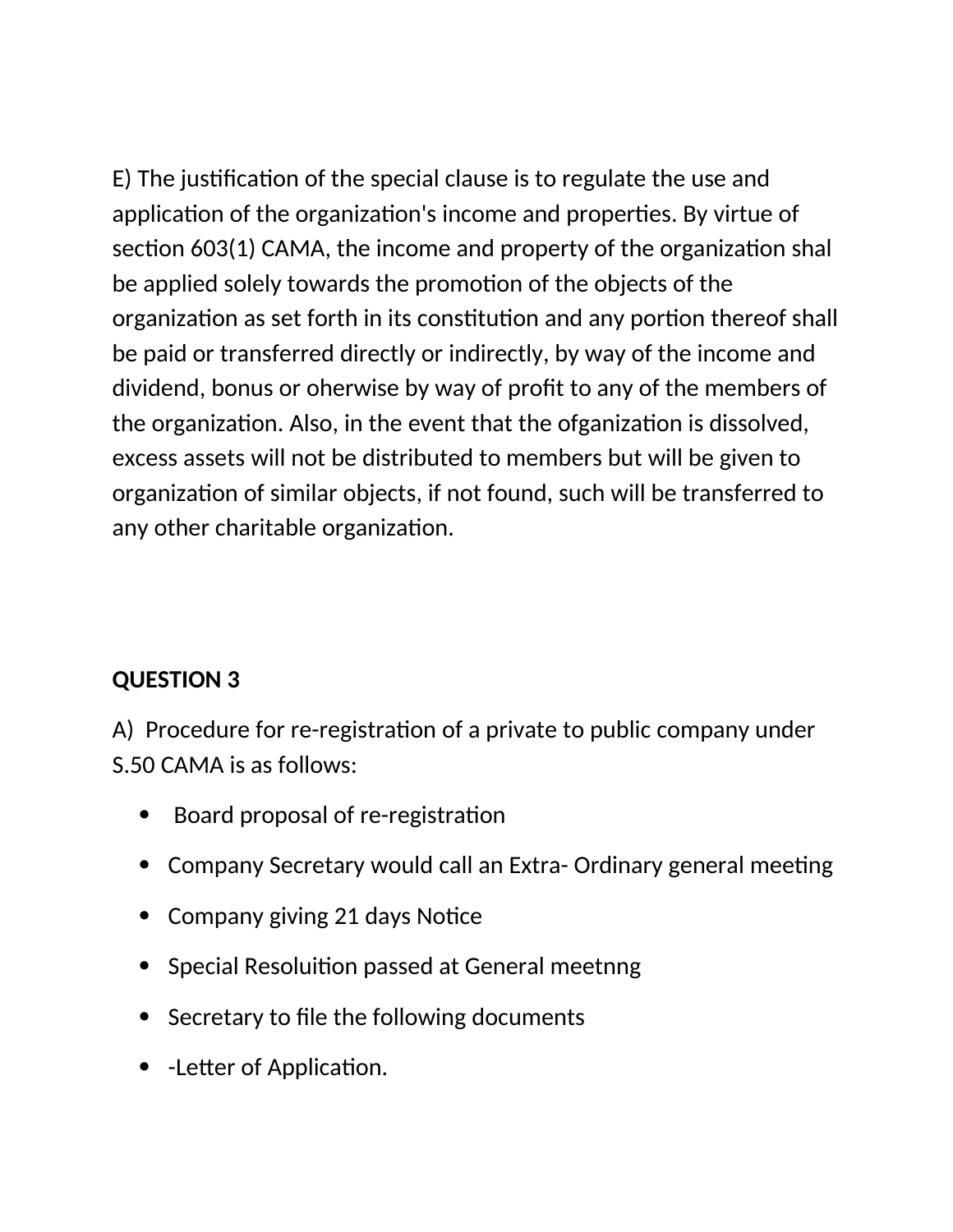E) The justification of the special clause is to regulate the use and application of the organization's income and properties. By virtue of section 603(1) CAMA, the income and property of the organization shal be applied solely towards the promotion of the objects of the organization as set forth in its constitution and any portion thereof shall be paid or transferred directly or indirectly, by way of the income and dividend, bonus or oherwise by way of profit to any of the members of the organization. Also, in the event that the ofganization is dissolved, excess assets will not be distributed to members but will be given to organization of similar objects, if not found, such will be transferred to any other charitable organization.

**QUESTION 3**

A) Procedure for re-registration of a private to public company under S.50 CAMA is as follows:

- Board proposal of re-registration
- Company Secretary would call an Extra- Ordinary general meeting
- Company giving 21 days Notice
- Special Resoluition passed at General meetnng
- Secretary to file the following documents
- -Letter of Application.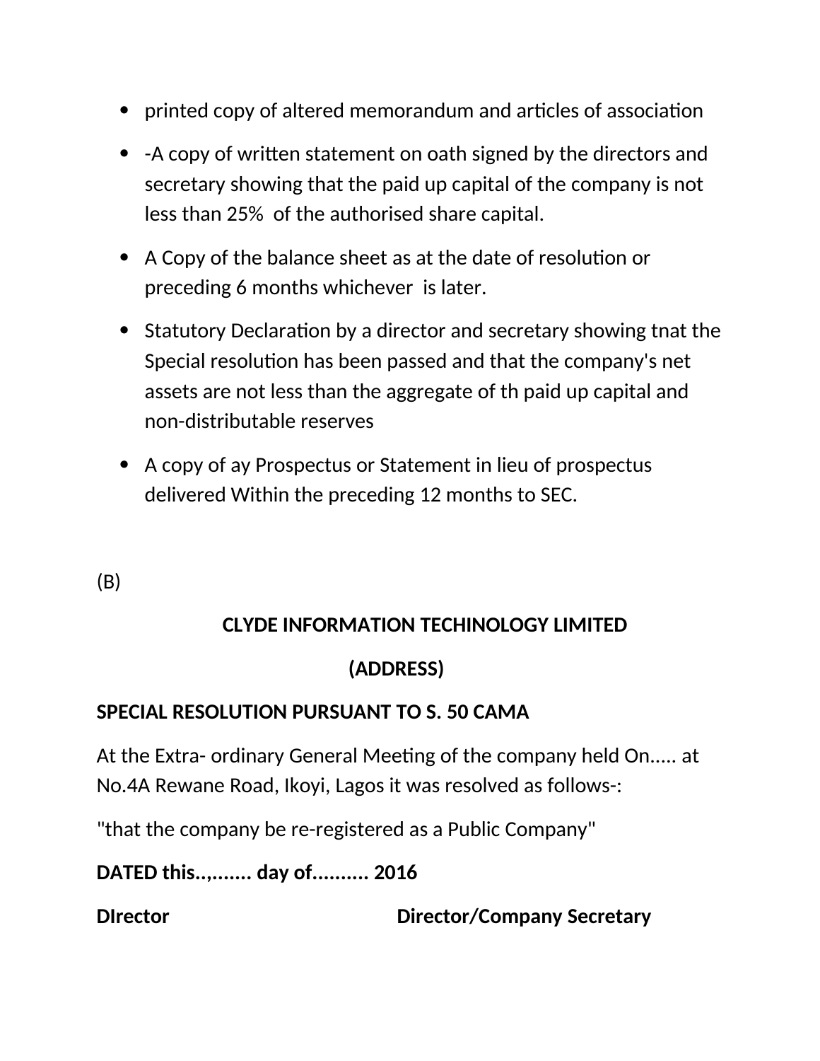- printed copy of altered memorandum and articles of association
- -A copy of written statement on oath signed by the directors and secretary showing that the paid up capital of the company is not less than 25%  of the authorised share capital.
- A Copy of the balance sheet as at the date of resolution or preceding 6 months whichever  is later.
- Statutory Declaration by a director and secretary showing tnat the Special resolution has been passed and that the company's net assets are not less than the aggregate of th paid up capital and non-distributable reserves
- A copy of ay Prospectus or Statement in lieu of prospectus delivered Within the preceding 12 months to SEC.

(B)

**CLYDE INFORMATION TECHINOLOGY LIMITED**

**(ADDRESS)**

**SPECIAL RESOLUTION PURSUANT TO S. 50 CAMA**

At the Extra- ordinary General Meeting of the company held On..... at No.4A Rewane Road, Ikoyi, Lagos it was resolved as follows-:

"that the company be re-registered as a Public Company"

**DATED this..,....... day of.......... 2016**

**DIrector                                    Director/Company Secretary**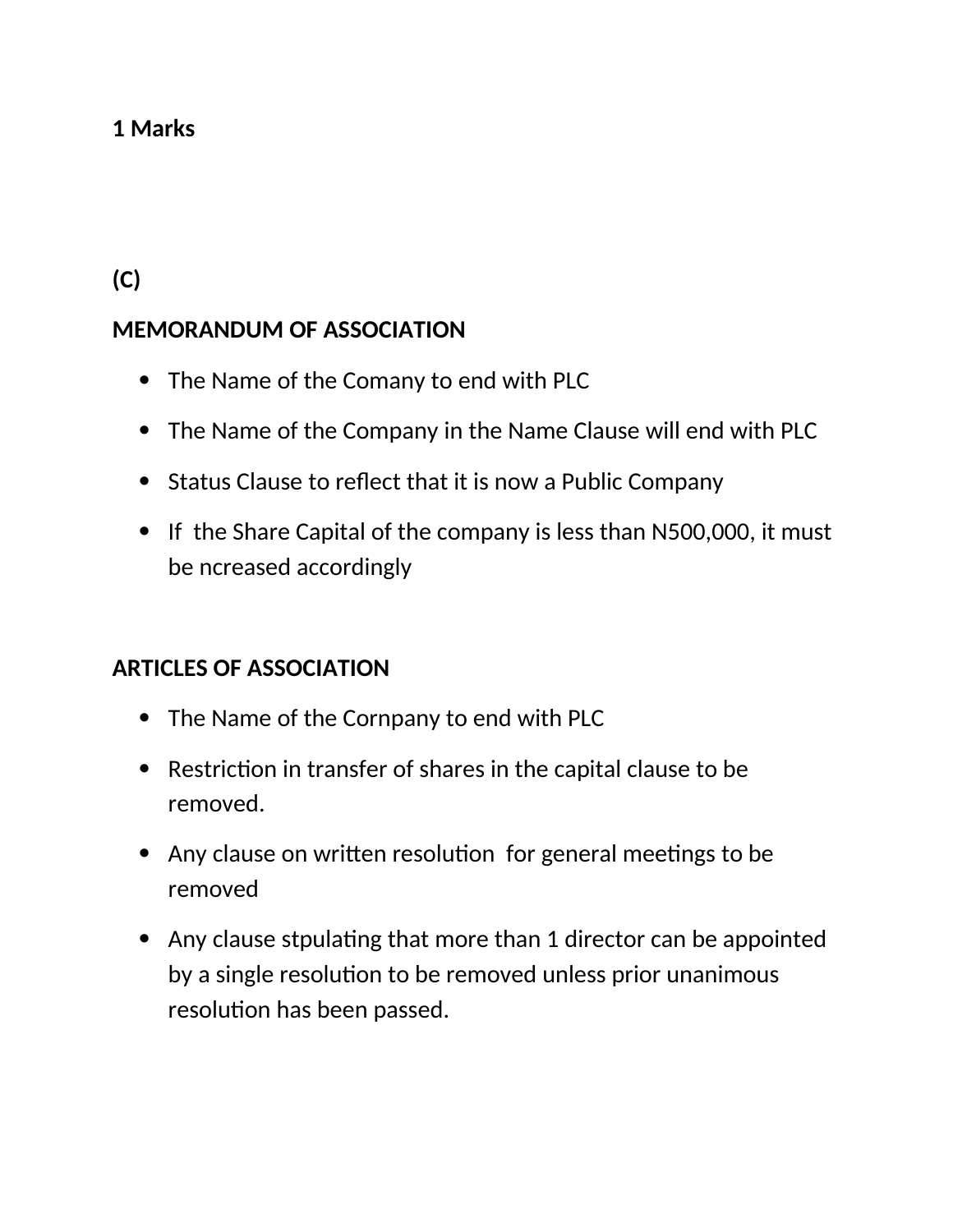**1 Marks**

**(C)**

**MEMORANDUM OF ASSOCIATION**

- The Name of the Comany to end with PLC
- The Name of the Company in the Name Clause will end with PLC
- Status Clause to reflect that it is now a Public Company
- If  the Share Capital of the company is less than N500,000, it must be ncreased accordingly

**ARTICLES OF ASSOCIATION**

- The Name of the Cornpany to end with PLC
- Restriction in transfer of shares in the capital clause to be removed.
- Any clause on written resolution  for general meetings to be removed
- Any clause stpulating that more than 1 director can be appointed by a single resolution to be removed unless prior unanimous resolution has been passed.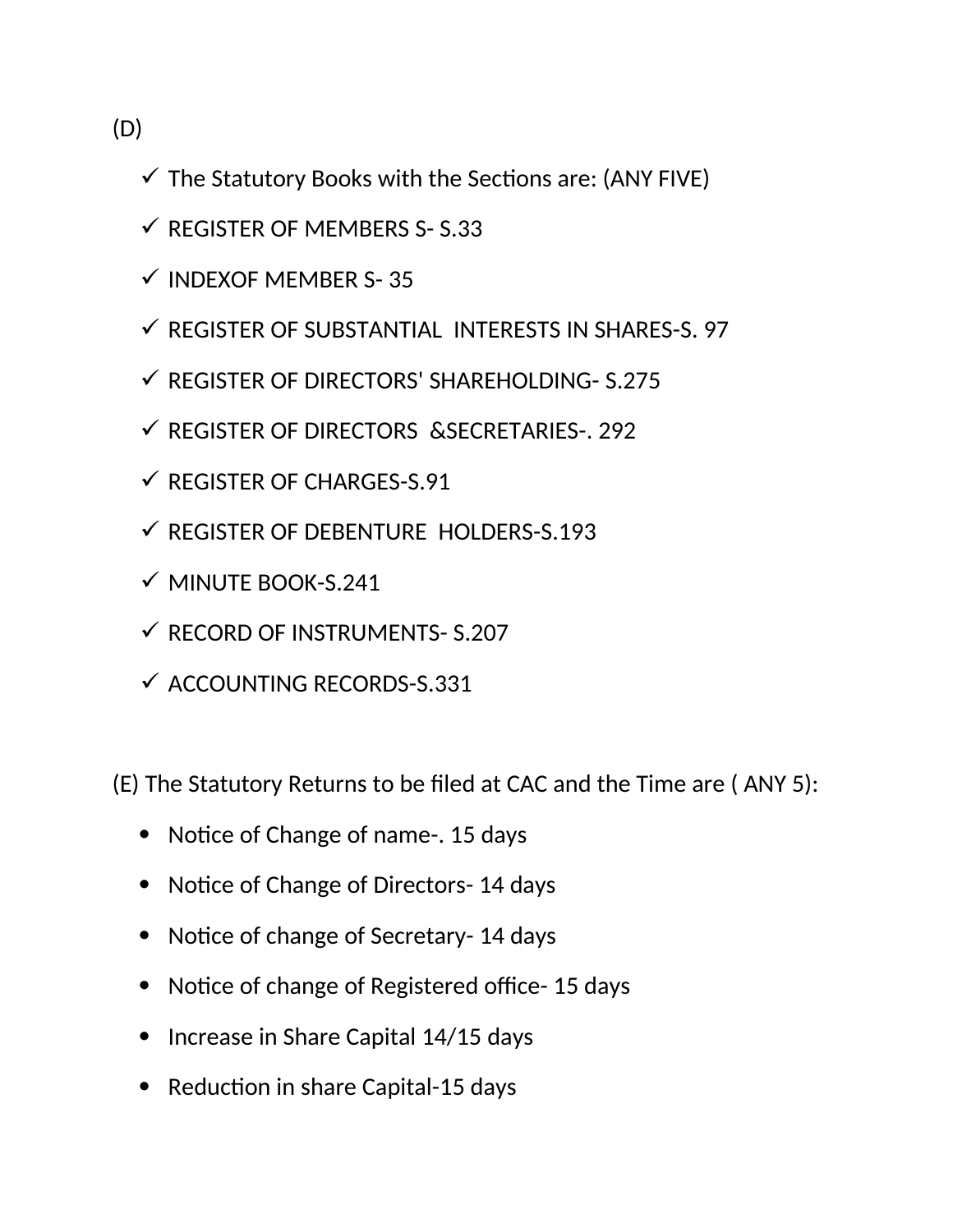(D)

- ✓ The Statutory Books with the Sections are: (ANY FIVE)
- ✓ REGISTER OF MEMBERS S- S.33
- ✓ INDEXOF MEMBER S- 35
- ✓ REGISTER OF SUBSTANTIAL INTERESTS IN SHARES-S. 97
- ✓ REGISTER OF DIRECTORS' SHAREHOLDING- S.275
- ✓ REGISTER OF DIRECTORS &SECRETARIES-. 292
- ✓ REGISTER OF CHARGES-S.91
- ✓ REGISTER OF DEBENTURE HOLDERS-S.193
- ✓ MINUTE BOOK-S.241
- ✓ RECORD OF INSTRUMENTS- S.207
- ✓ ACCOUNTING RECORDS-S.331

(E) The Statutory Returns to be filed at CAC and the Time are ( ANY 5):

- Notice of Change of name-. 15 days
- Notice of Change of Directors- 14 days
- Notice of change of Secretary- 14 days
- Notice of change of Registered office- 15 days
- Increase in Share Capital 14/15 days
- Reduction in share Capital-15 days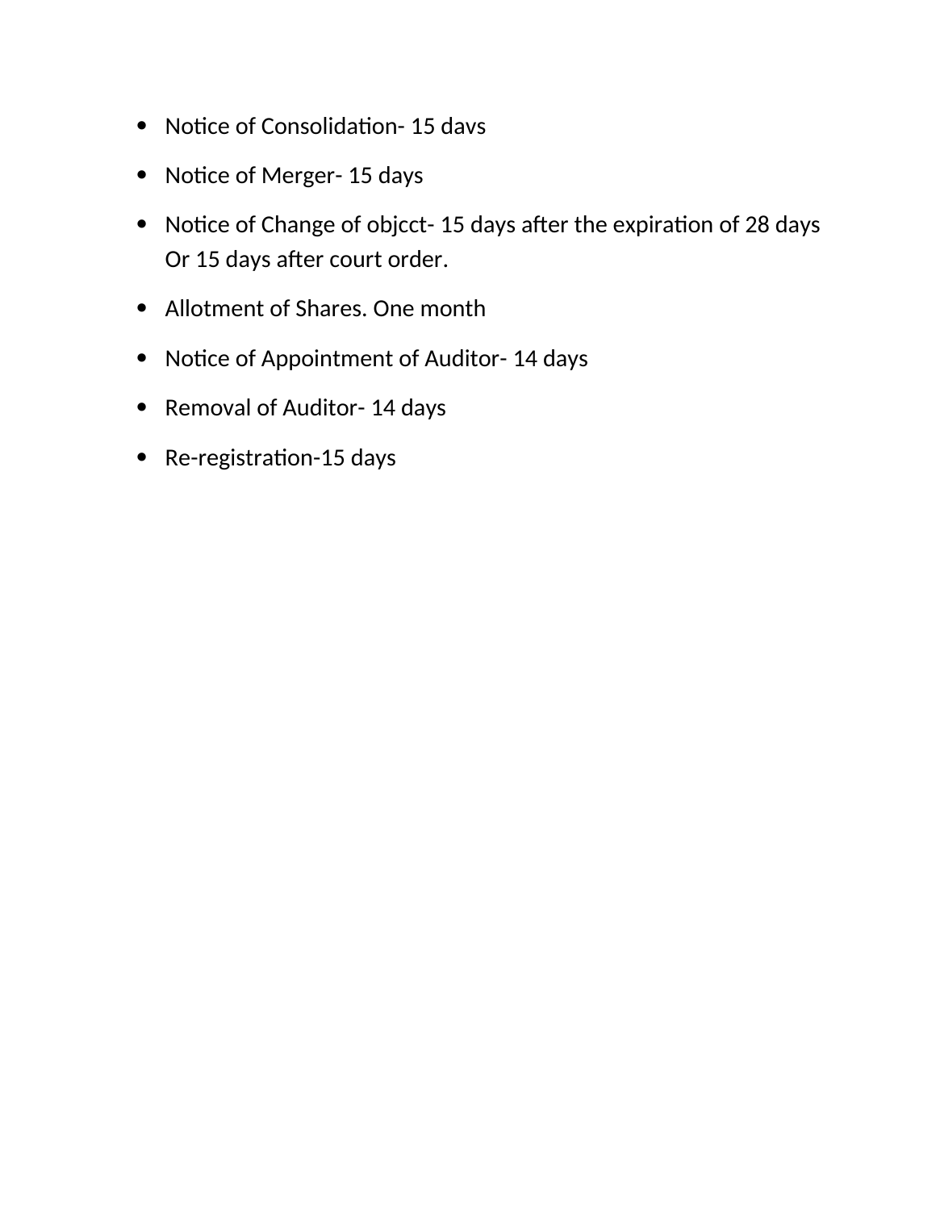- Notice of Consolidation- 15 davs
- Notice of Merger- 15 days
- Notice of Change of objcct- 15 days after the expiration of 28 days Or 15 days after court order.
- Allotment of Shares. One month
- Notice of Appointment of Auditor- 14 days
- Removal of Auditor- 14 days
- Re-registration-15 days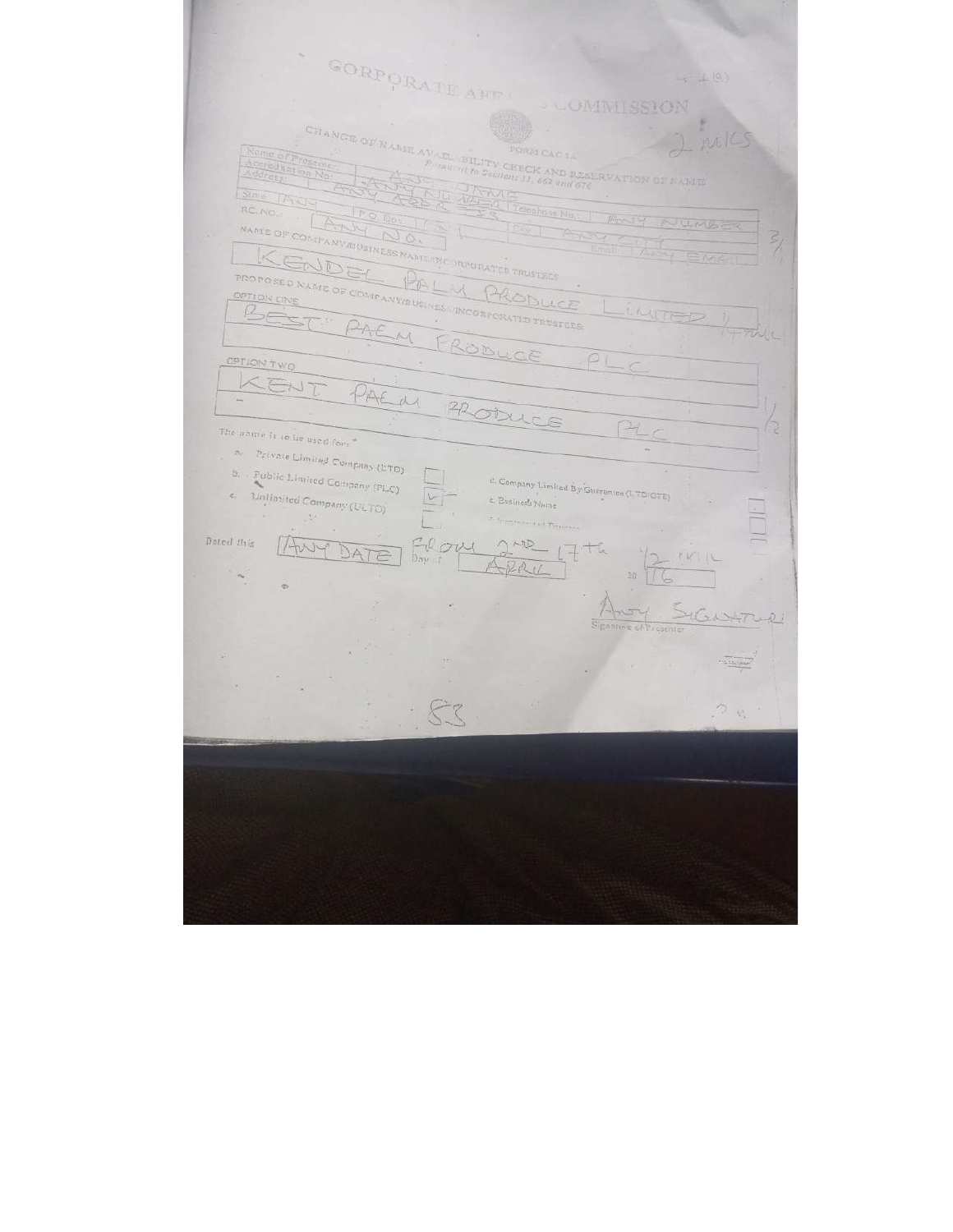# CORPORATE AFFAIRS COMMISSION

## CHANGE OF NAME AVAILABILITY CHECK AND RESERVATION OF NAME

FORM CAC 1A

*Pursuant to Sections 31, 662 and 676*

2 mks

| | | | |
|---|---|---|---|
| Name of Presenter | ANY NAME | | |
| Accreditation No: | ANY NUMBER | Telephone No. | ANY NUMBER |
| Address: | ANY ADDRESS | | |
| State: ANY | P.O. Box: ANY | City: | ANY CITY |
| RC. NO.: | ANY NO. | Email: | ANY EMAIL |

NAME OF COMPANY/BUSINESS NAME/INCORPORATED TRUSTEES

KENDEL PALM PRODUCE LIMITED

PROPOSED NAME OF COMPANY/BUSINESS/INCORPORATED TRUSTEES:

OPTION ONE

BEST PALM PRODUCE PLC

OPTION TWO

KENT PALM PRODUCE PLC

The name is to be used for: *

- a. Private Limited Company (LTD) [ ]
- b. Public Limited Company (PLC) [✓]
- c. Unlimited Company (ULTD) [ ]
- d. Company Limited By Guarantee (LTD/GTE) [ ]
- e. Business Name [ ]
- f. Incorporated Trustees [ ]

Dated this ANY DATE FROM 2ND 17th Day of APRIL 20 16 ½ mk

ANY SIGNATURE

Signature of Presenter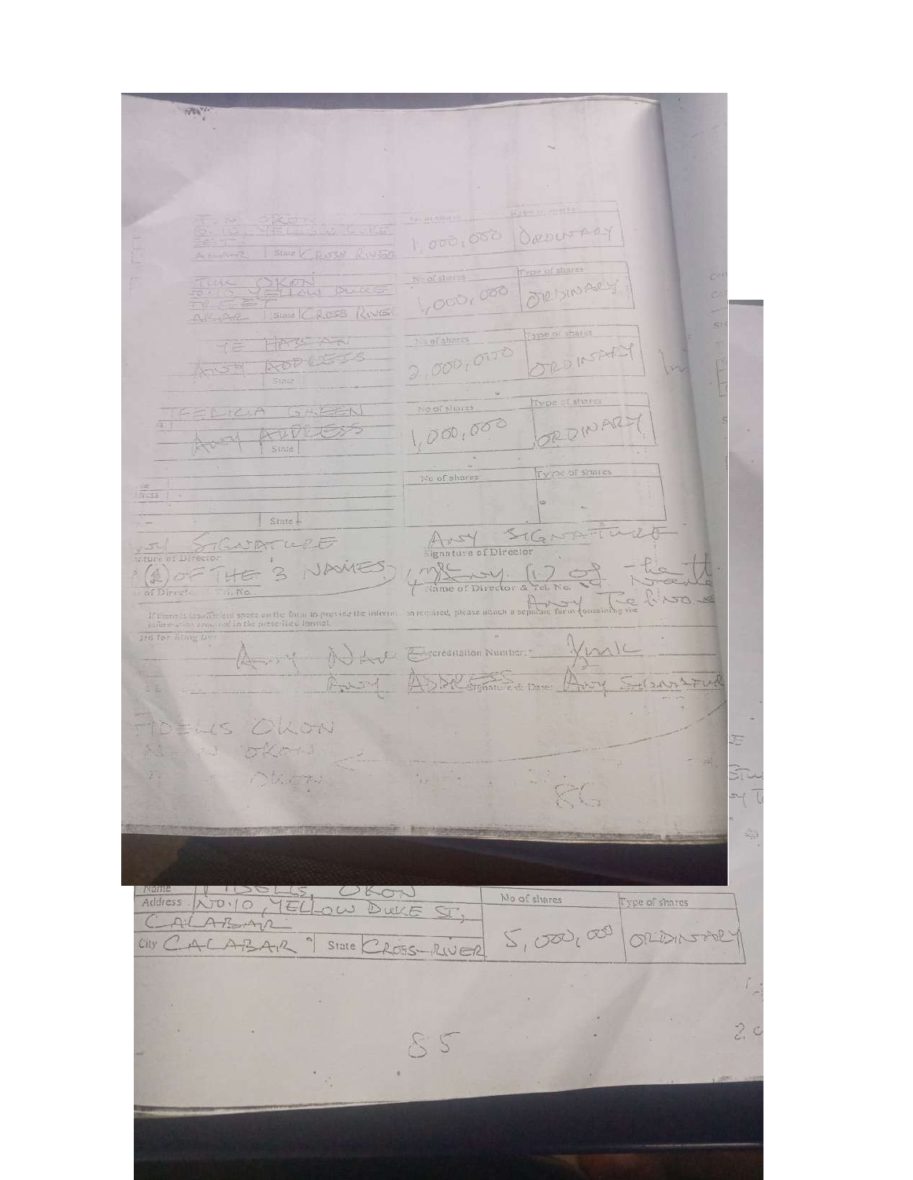| Name / Address | No of shares | Type of shares |
| --- | --- | --- |
| TIM OKON, NO.10, YELLOW DUKE STREET, ABAKA, State CROSS RIVER | 1,000,000 | ORDINARY |
| TIJUK OKON, NO.10 YELLOW DUKE STREET, ABAKA, State CROSS RIVER | 1,000,000 | ORDINARY |
| TE HASSAN, ANY ADDRESS, State | 2,000,000 | ORDINARY |
| FELICIA GREEN, ANY ADDRESS, State | 1,000,000 | ORDINARY |
| State | | |

ANY SIGNATURE — Signature of Director

ANY SIGNATURE — Signature of Director

(1) OF THE 3 NAMES — Name of Director & Tel. No.

ANY (1) OF THE NAMES — Name of Director & Tel. No.

If there is insufficient space on the form to provide the information required, please attach a separate form containing the information required in the prescribed format.

Presented for filing by: ANY NAME Accreditation Number: XXXXX

ANY ADDRESS Signature & Date: ANY SIGNATURE

FIDELIS OKON

N... OKON

... OKON

| Name / Address | No of shares | Type of shares |
| --- | --- | --- |
| Name: FIDELIS OKON, Address: NO.10 YELLOW DUKE ST, CALABAR, City CALABAR, State CROSS-RIVER | 5,000,000 | ORDINARY |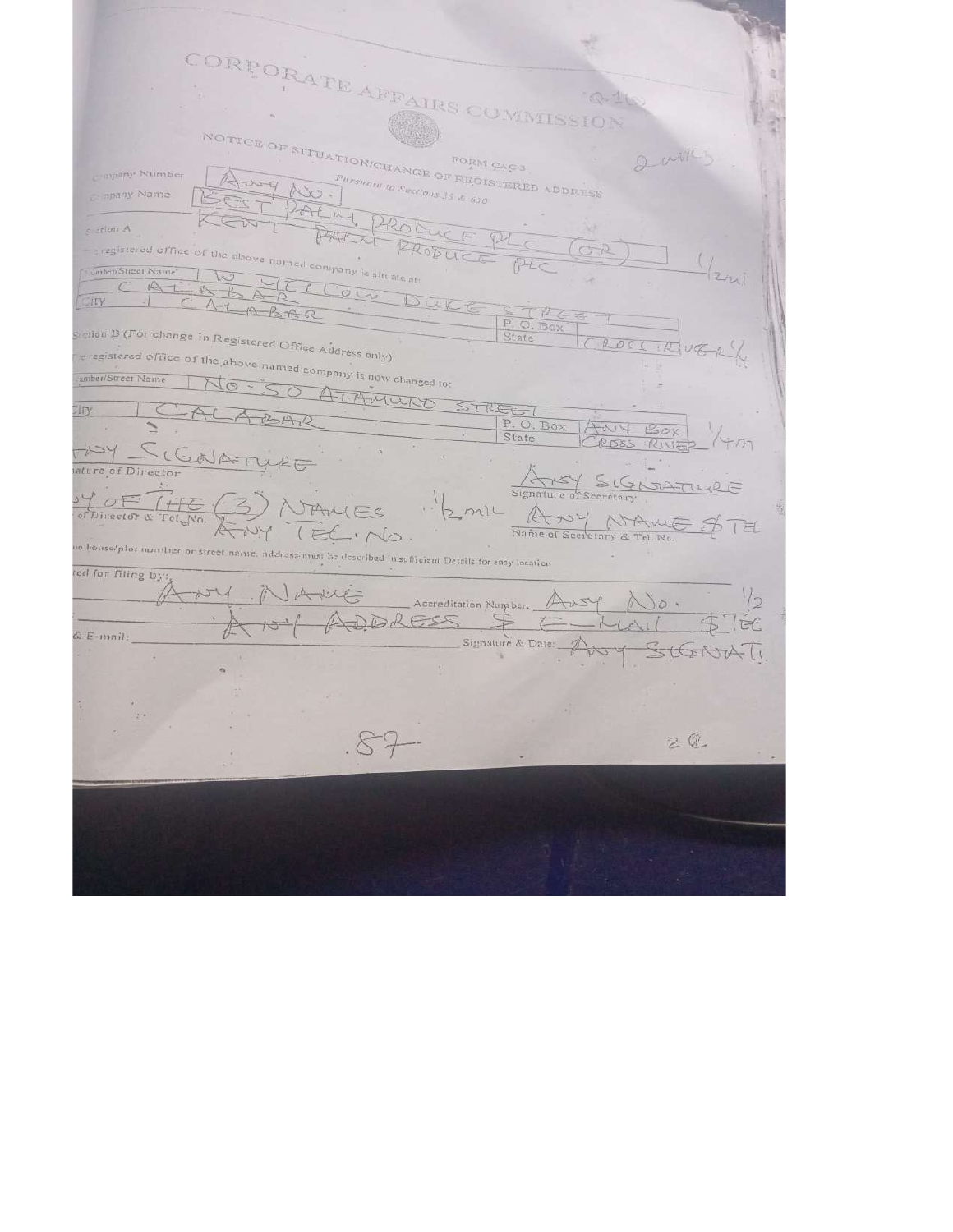# CORPORATE AFFAIRS COMMISSION

Q-16

## NOTICE OF SITUATION/CHANGE OF REGISTERED ADDRESS

FORM CAC 3

*Pursuant to Sections 35 & 650*

2 wks

Company Number: ANY NO.

Company Name: BEST PALM PRODUCE PLC (OR) KENT PALM PRODUCE PLC ½mk

Section A

The registered office of the above named company is situate at:

| Number/Street Name | 1W YELLOW DUKE STREET CALABAR | | |
|---|---|---|---|
| City | CALABAR | P. O. Box | |
| | | State | CROSS RIVER ¼ |

Section B (For change in Registered Office Address only)

The registered office of the above named company is now changed to:

| Number/Street Name | NO - 50 ATAMUNO STREET | | |
|---|---|---|---|
| City | CALABAR | P. O. Box | ANY BOX |
| | | State | CROSS RIVER ¼mk |

ANY SIGNATURE
Signature of Director

ANY SIGNATURE
Signature of Secretary

ANY OF THE (3) NAMES ½mk
Name of Director & Tel. No. ANY TEL. NO.

ANY NAME & TEL
Name of Secretary & Tel. No.

No house/plot number or street name, address must be described in sufficient Details for easy location

Presented for filing by: ANY NAME    Accreditation Number: ANY No. ½

ANY ADDRESS & E-MAIL & TEL

Tel. & E-mail:    Signature & Date: ANY SIGNATURE

87    2ℓ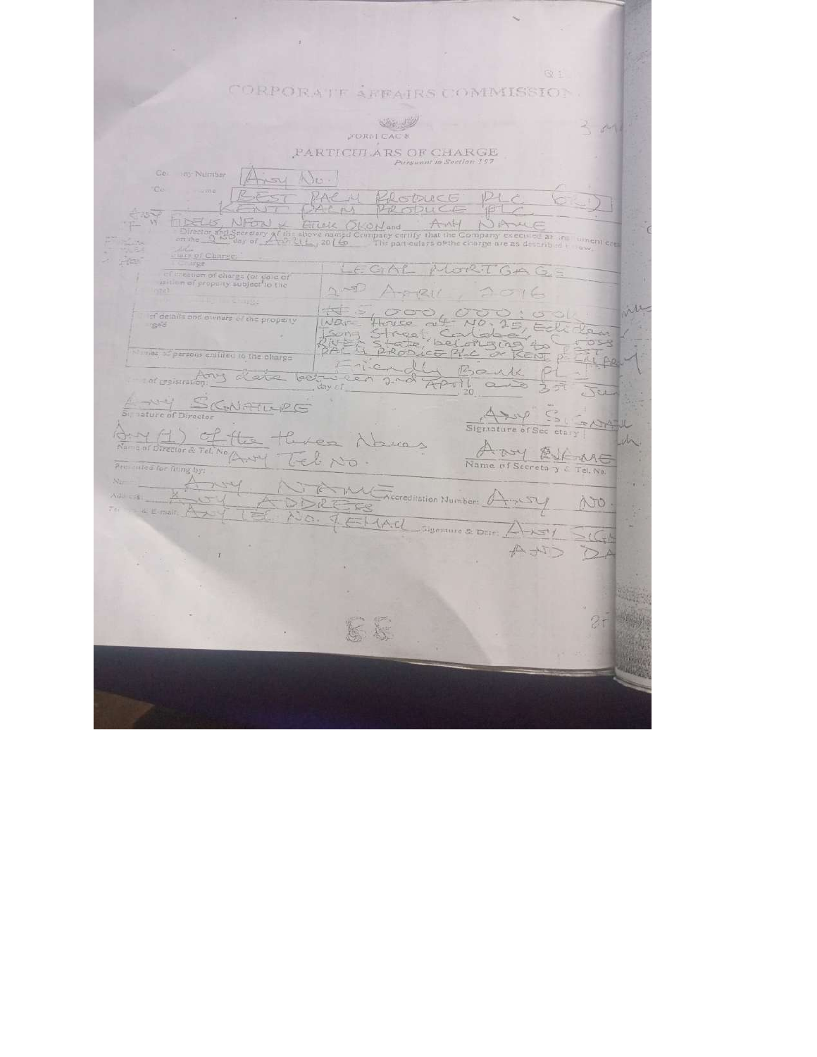# CORPORATE AFFAIRS COMMISSION

FORM CAC 8

## PARTICULARS OF CHARGE

*Pursuant to Section 197*

Company Number: ANY NO.

Company Name: BEST PALM PRODUCE PLC (OLD)
KENT PALM PRODUCE PLC

We FIDELIS NFON & ETUK OKON and ANY NAME

Director and Secretary of the above named Company certify that the Company executed an instrument creating on the 2ND day of APRIL, 20 16. The particulars of the charge are as described below.

| | |
|---|---|
| Class of Charge: | LEGAL MORTGAGE |
| Date of creation of charge (or date of acquisition of property subject to the charge) | 2ND APRIL, 2016 |
| Amount secured by the charge | ₦5,000,000:00k |
| Brief details and owners of the property charged | WARE HOUSE at NO. 25, Edidem Isong Street, Calabar, Cross River State, belonging to BEST PALM PRODUCE PLC or KENT PALM PRODUCE |
| Names of persons entitled to the charge | Friendly Bank PLC |

Date of registration: Any date between 2nd April and 3rd June

ANY SIGNATURE
Signature of Director

ANY SIGNATURE
Signature of Secretary

Any (1) of the three Above
Name of Director & Tel. No. Any Tel. No.

ANY NAME
Name of Secretary & Tel. No.

Presented for filing by:

Name: ANY NAME Accreditation Number: ANY NO.

Address: ANY ADDRESS

Tel. No. & E-mail: ANY TEL. NO. & E-MAIL Signature & Date: ANY SIGN AND DATE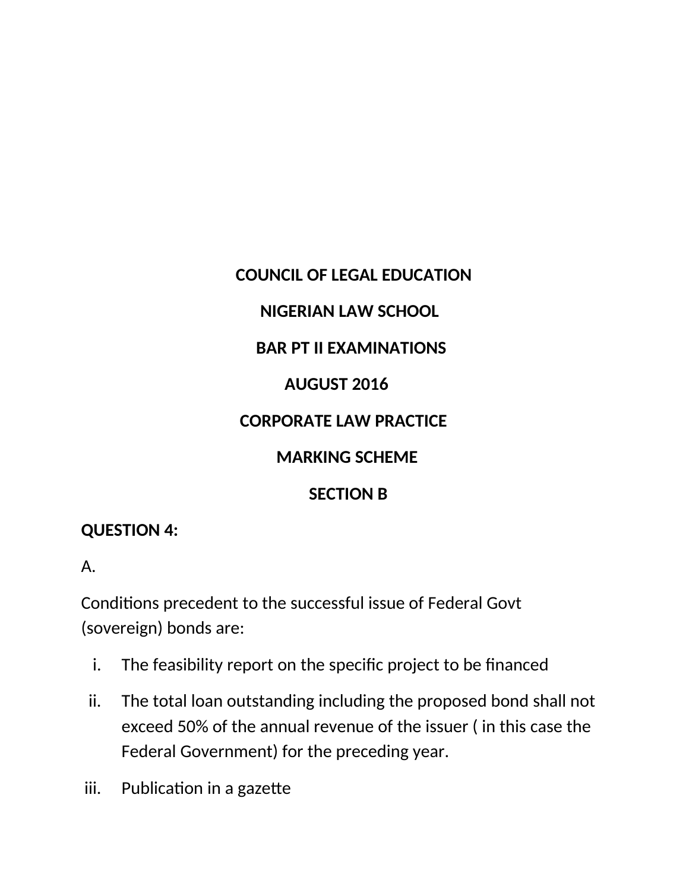**COUNCIL OF LEGAL EDUCATION**

**NIGERIAN LAW SCHOOL**

**BAR PT II EXAMINATIONS**

**AUGUST 2016**

**CORPORATE LAW PRACTICE**

**MARKING SCHEME**

**SECTION B**

**QUESTION 4:**

A.

Conditions precedent to the successful issue of Federal Govt (sovereign) bonds are:

i. The feasibility report on the specific project to be financed

ii. The total loan outstanding including the proposed bond shall not exceed 50% of the annual revenue of the issuer ( in this case the Federal Government) for the preceding year.

iii. Publication in a gazette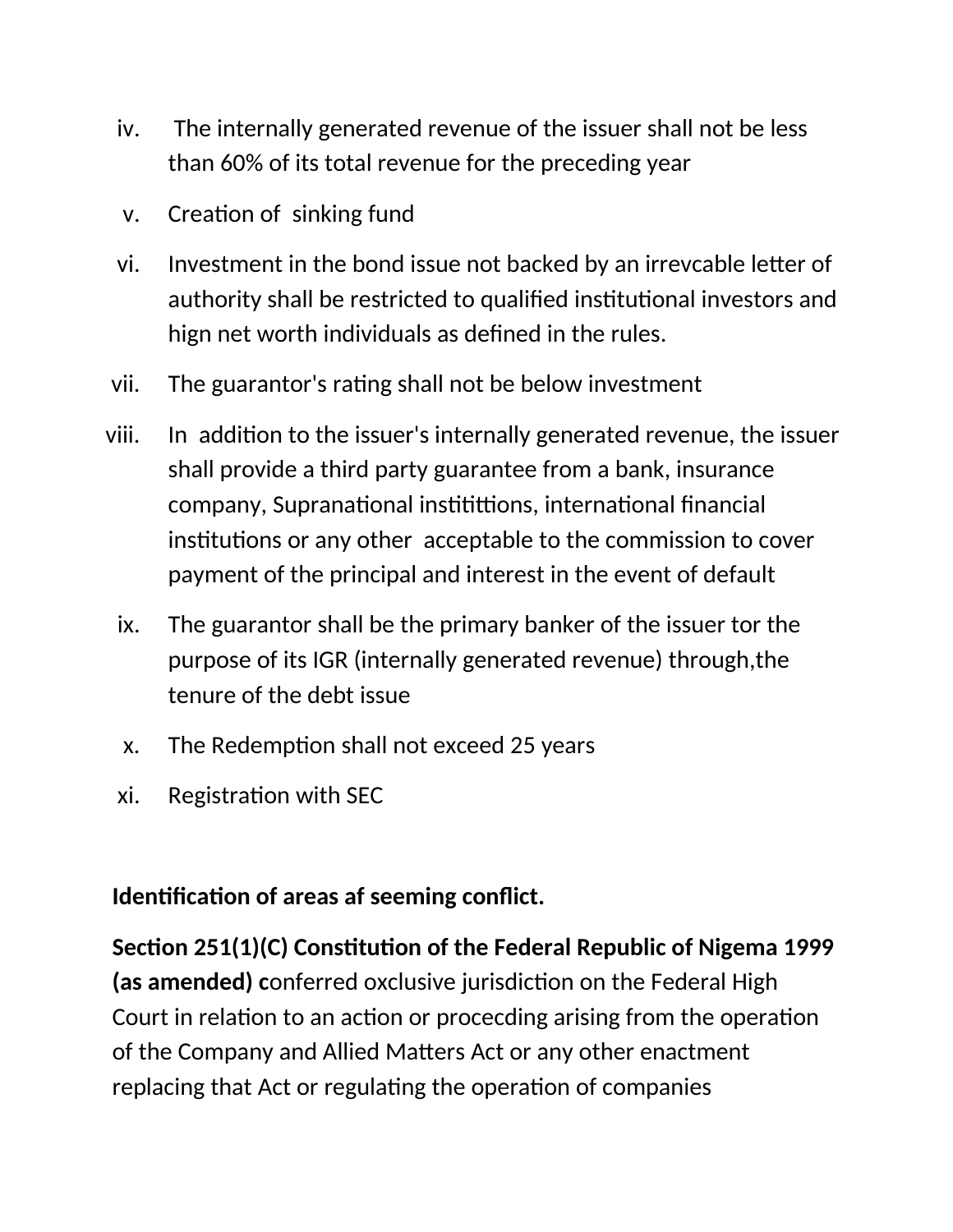iv. The internally generated revenue of the issuer shall not be less than 60% of its total revenue for the preceding year

v. Creation of sinking fund

vi. Investment in the bond issue not backed by an irrevcable letter of authority shall be restricted to qualified institutional investors and hign net worth individuals as defined in the rules.

vii. The guarantor's rating shall not be below investment

viii. In addition to the issuer's internally generated revenue, the issuer shall provide a third party guarantee from a bank, insurance company, Supranational instititions, international financial institutions or any other acceptable to the commission to cover payment of the principal and interest in the event of default

ix. The guarantor shall be the primary banker of the issuer tor the purpose of its IGR (internally generated revenue) through,the tenure of the debt issue

x. The Redemption shall not exceed 25 years

xi. Registration with SEC

**Identification of areas af seeming conflict.**

**Section 251(1)(C) Constitution of the Federal Republic of Nigema 1999 (as amended) c**onferred oxclusive jurisdiction on the Federal High Court in relation to an action or procecding arising from the operation of the Company and Allied Matters Act or any other enactment replacing that Act or regulating the operation of companies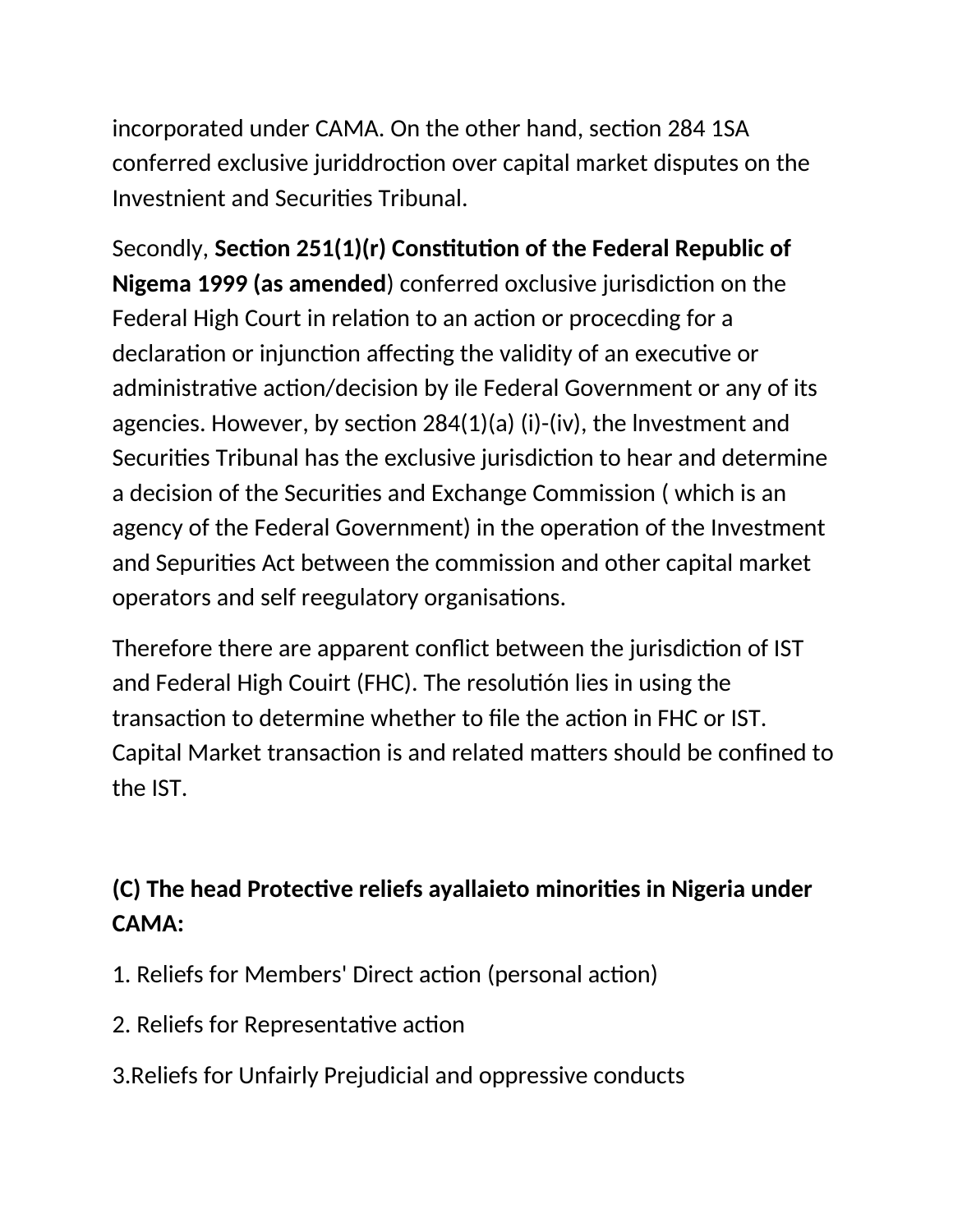incorporated under CAMA. On the other hand, section 284 1SA conferred exclusive juriddroction over capital market disputes on the Investnient and Securities Tribunal.

Secondly, **Section 251(1)(r) Constitution of the Federal Republic of Nigema 1999 (as amended**) conferred oxclusive jurisdiction on the Federal High Court in relation to an action or procecding for a declaration or injunction affecting the validity of an executive or administrative action/decision by ile Federal Government or any of its agencies. However, by section 284(1)(a) (i)-(iv), the lnvestment and Securities Tribunal has the exclusive jurisdiction to hear and determine a decision of the Securities and Exchange Commission ( which is an agency of the Federal Government) in the operation of the Investment and Sepurities Act between the commission and other capital market operators and self reegulatory organisations.

Therefore there are apparent conflict between the jurisdiction of IST and Federal High Couirt (FHC). The resolutión lies in using the transaction to determine whether to file the action in FHC or IST. Capital Market transaction is and related matters should be confined to the IST.

**(C) The head Protective reliefs ayallaieto minorities in Nigeria under CAMA:**

1. Reliefs for Members' Direct action (personal action)

2. Reliefs for Representative action

3.Reliefs for Unfairly Prejudicial and oppressive conducts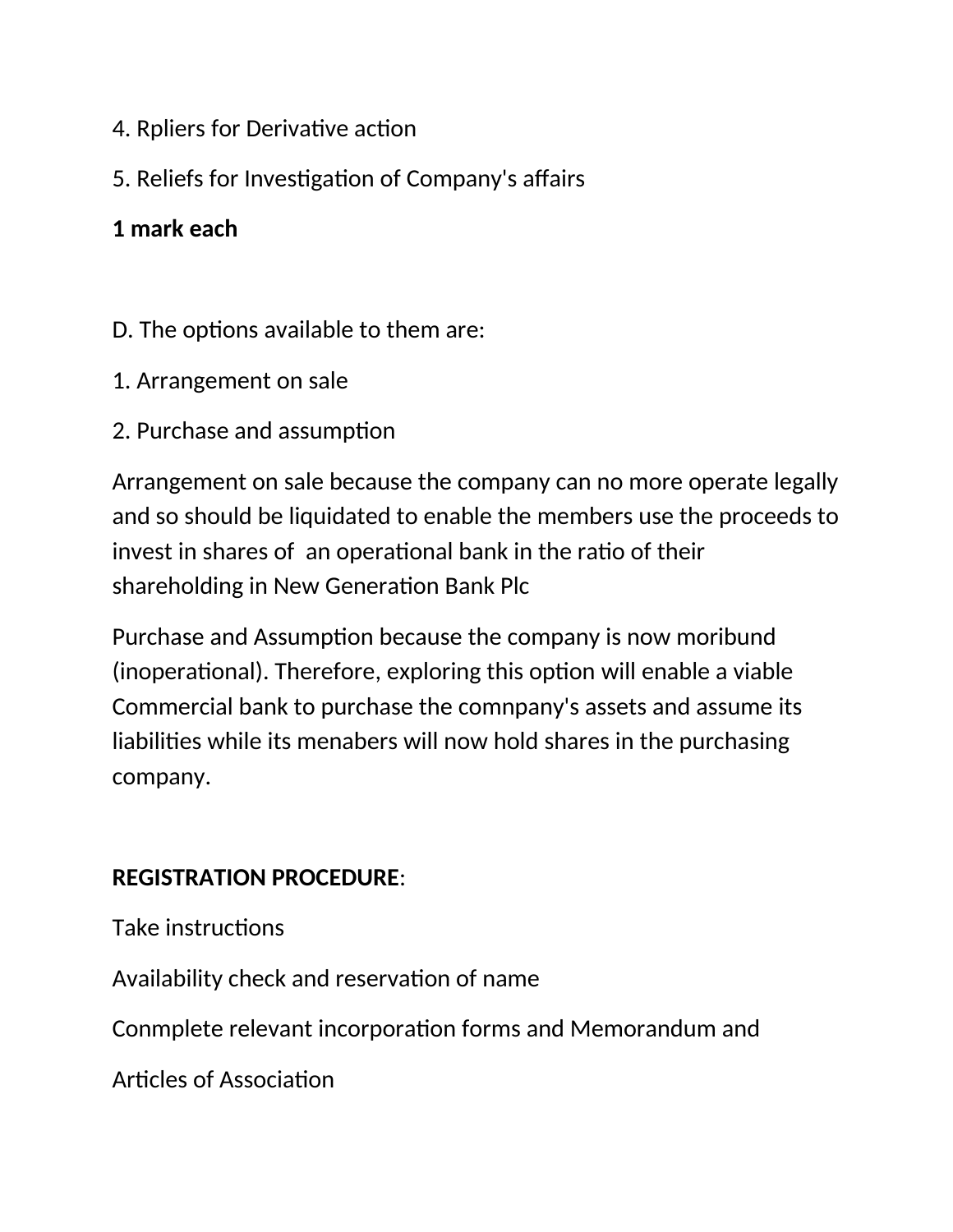4. Rpliers for Derivative action

5. Reliefs for Investigation of Company's affairs

**1 mark each**

D. The options available to them are:

1. Arrangement on sale

2. Purchase and assumption

Arrangement on sale because the company can no more operate legally and so should be liquidated to enable the members use the proceeds to invest in shares of an operational bank in the ratio of their shareholding in New Generation Bank Plc

Purchase and Assumption because the company is now moribund (inoperational). Therefore, exploring this option will enable a viable Commercial bank to purchase the comnpany's assets and assume its liabilities while its menabers will now hold shares in the purchasing company.

**REGISTRATION PROCEDURE**:

Take instructions

Availability check and reservation of name

Conmplete relevant incorporation forms and Memorandum and

Articles of Association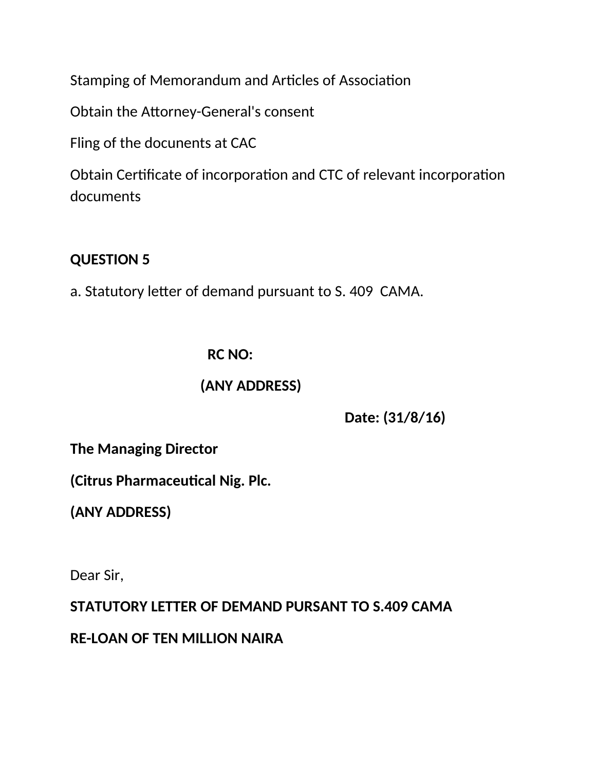Stamping of Memorandum and Articles of Association

Obtain the Attorney-General's consent

Fling of the docunents at CAC

Obtain Certificate of incorporation and CTC of relevant incorporation documents

**QUESTION 5**

a. Statutory letter of demand pursuant to S. 409 CAMA.

**RC NO:**

**(ANY ADDRESS)**

**Date: (31/8/16)**

**The Managing Director**

**(Citrus Pharmaceutical Nig. Plc.**

**(ANY ADDRESS)**

Dear Sir,

**STATUTORY LETTER OF DEMAND PURSANT TO S.409 CAMA**

**RE-LOAN OF TEN MILLION NAIRA**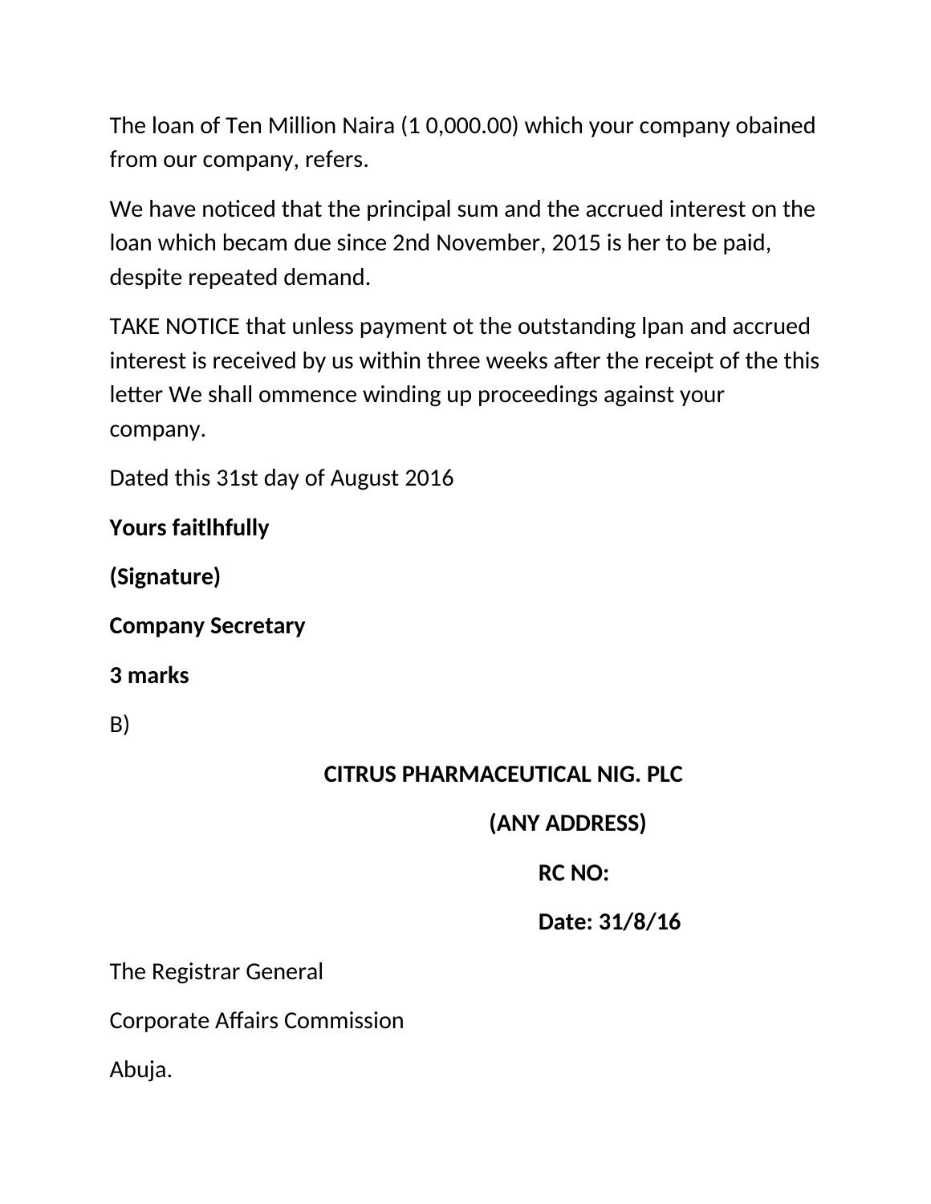The loan of Ten Million Naira (1 0,000.00) which your company obained from our company, refers.

We have noticed that the principal sum and the accrued interest on the loan which becam due since 2nd November, 2015 is her to be paid, despite repeated demand.

TAKE NOTICE that unless payment ot the outstanding lpan and accrued interest is received by us within three weeks after the receipt of the this letter We shall ommence winding up proceedings against your company.

Dated this 31st day of August 2016

**Yours faitlhfully**

**(Signature)**

**Company Secretary**

**3 marks**

B)

**CITRUS PHARMACEUTICAL NIG. PLC**

**(ANY ADDRESS)**

**RC NO:**

**Date: 31/8/16**

The Registrar General

Corporate Affairs Commission

Abuja.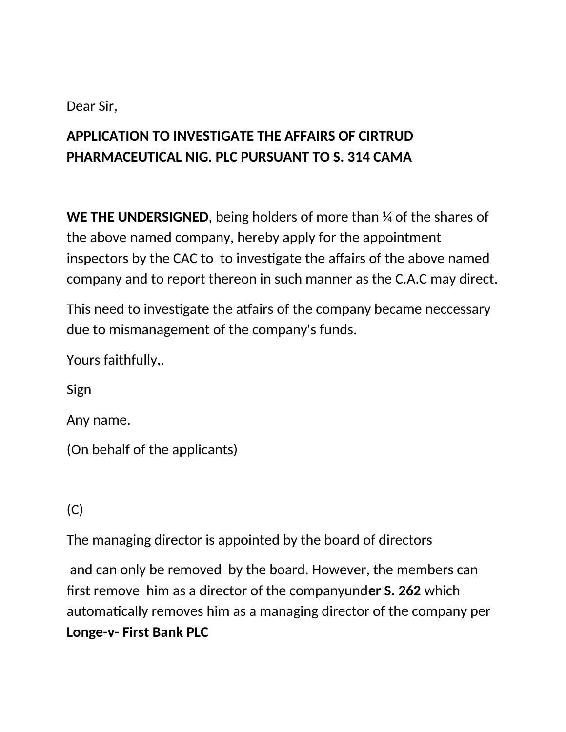Dear Sir,

**APPLICATION TO INVESTIGATE THE AFFAIRS OF CIRTRUD PHARMACEUTICAL NIG. PLC PURSUANT TO S. 314 CAMA**

**WE THE UNDERSIGNED**, being holders of more than ¼ of the shares of the above named company, hereby apply for the appointment inspectors by the CAC to  to investigate the affairs of the above named company and to report thereon in such manner as the C.A.C may direct.

This need to investigate the affairs of the company became neccessary due to mismanagement of the company's funds.

Yours faithfully,.

Sign

Any name.

(On behalf of the applicants)

(C)

The managing director is appointed by the board of directors

and can only be removed  by the board. However, the members can first remove  him as a director of the companyund**er S. 262** which automatically removes him as a managing director of the company per **Longe-v- First Bank PLC**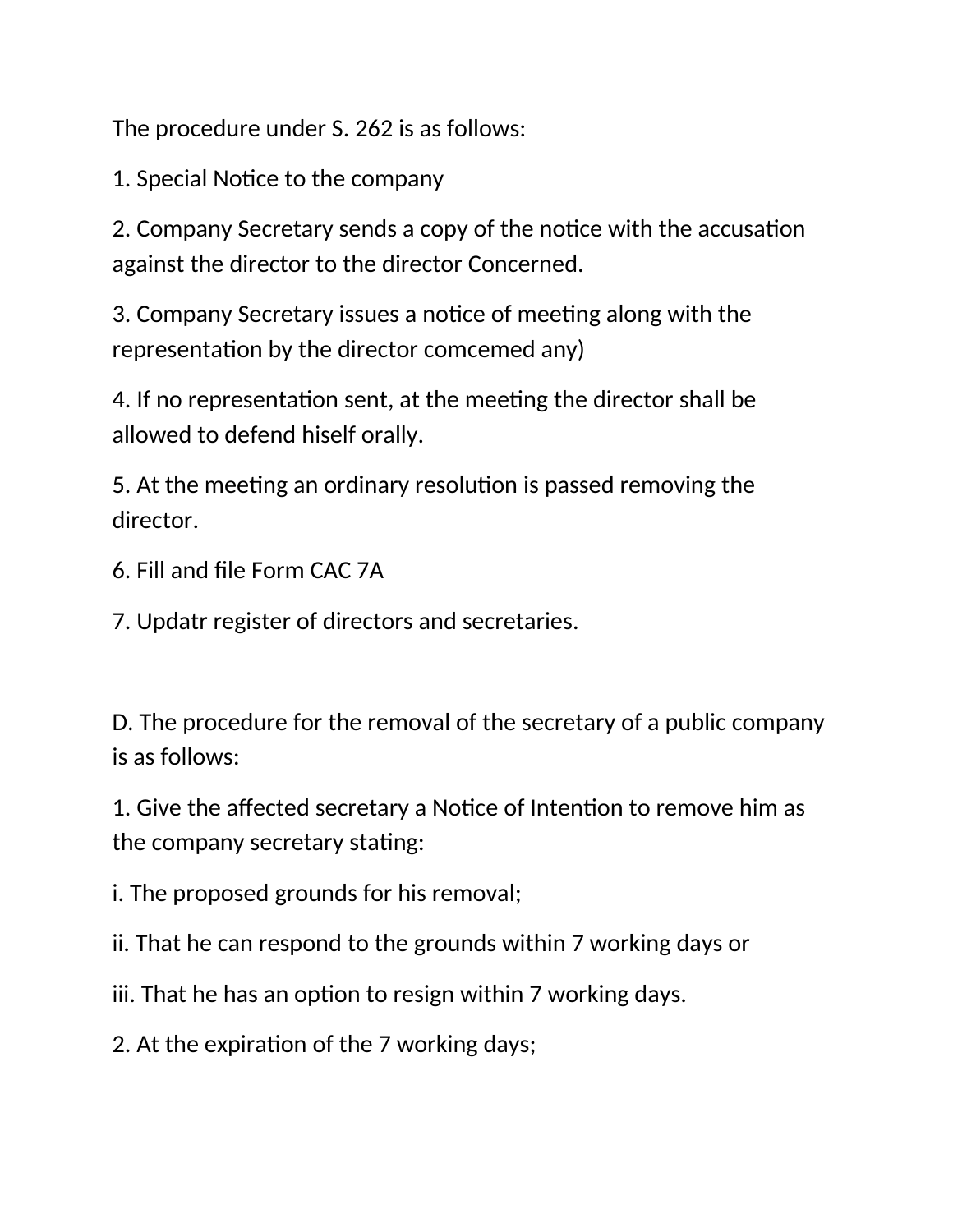The procedure under S. 262 is as follows:

1. Special Notice to the company

2. Company Secretary sends a copy of the notice with the accusation against the director to the director Concerned.

3. Company Secretary issues a notice of meeting along with the representation by the director comcemed any)

4. If no representation sent, at the meeting the director shall be allowed to defend hiself orally.

5. At the meeting an ordinary resolution is passed removing the director.

6. Fill and file Form CAC 7A

7. Updatr register of directors and secretaries.

D. The procedure for the removal of the secretary of a public company is as follows:

1. Give the affected secretary a Notice of Intention to remove him as the company secretary stating:

i. The proposed grounds for his removal;

ii. That he can respond to the grounds within 7 working days or

iii. That he has an option to resign within 7 working days.

2. At the expiration of the 7 working days;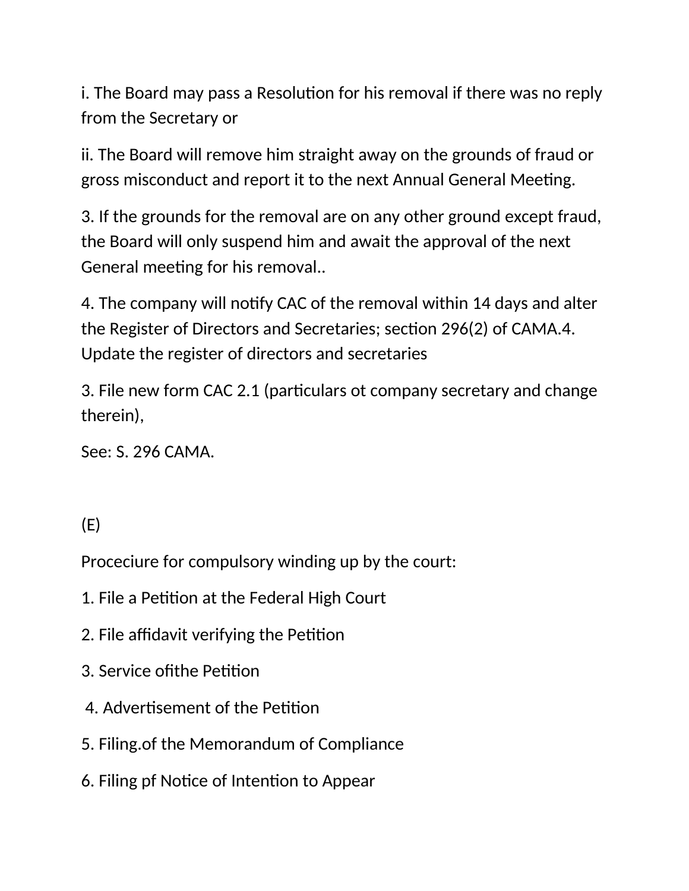i. The Board may pass a Resolution for his removal if there was no reply from the Secretary or

ii. The Board will remove him straight away on the grounds of fraud or gross misconduct and report it to the next Annual General Meeting.

3. If the grounds for the removal are on any other ground except fraud, the Board will only suspend him and await the approval of the next General meeting for his removal..

4. The company will notify CAC of the removal within 14 days and alter the Register of Directors and Secretaries; section 296(2) of CAMA.4. Update the register of directors and secretaries

3. File new form CAC 2.1 (particulars ot company secretary and change therein),

See: S. 296 CAMA.

(E)

Proceciure for compulsory winding up by the court:

1. File a Petition at the Federal High Court

2. File affidavit verifying the Petition

3. Service ofithe Petition

4. Advertisement of the Petition

5. Filing.of the Memorandum of Compliance

6. Filing pf Notice of Intention to Appear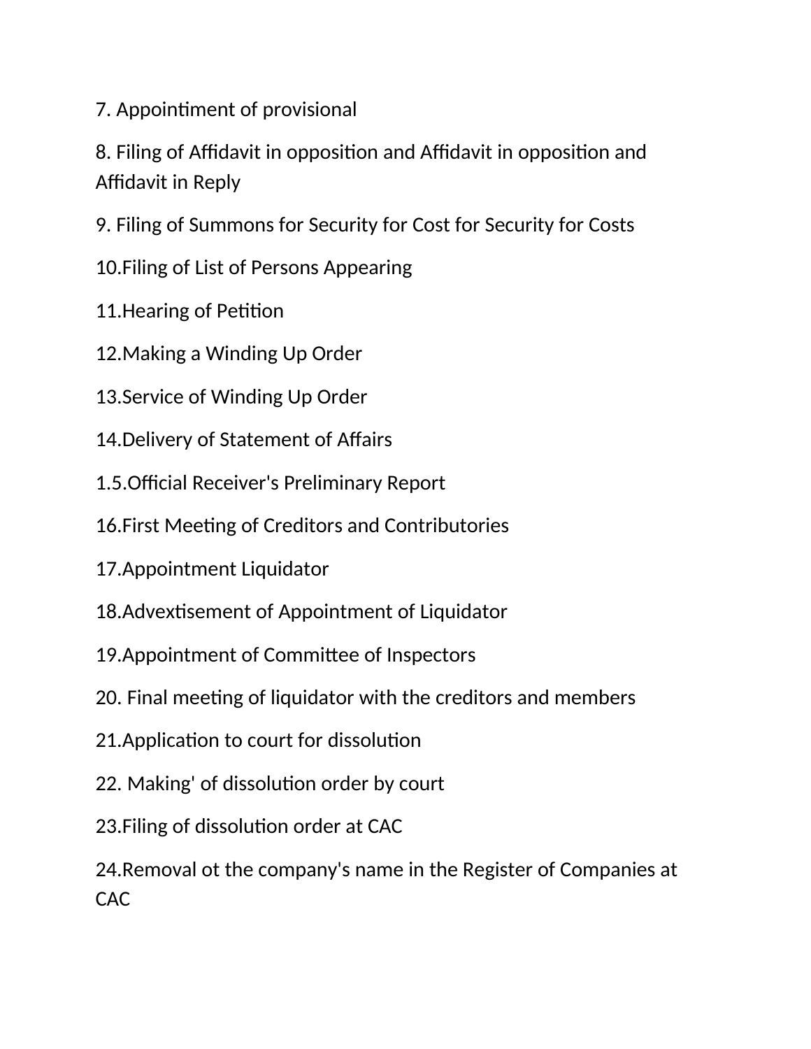7. Appointiment of provisional

8. Filing of Affidavit in opposition and Affidavit in opposition and Affidavit in Reply

9. Filing of Summons for Security for Cost for Security for Costs

10.Filing of List of Persons Appearing

11.Hearing of Petition

12.Making a Winding Up Order

13.Service of Winding Up Order

14.Delivery of Statement of Affairs

1.5.Official Receiver's Preliminary Report

16.First Meeting of Creditors and Contributories

17.Appointment Liquidator

18.Advextisement of Appointment of Liquidator

19.Appointment of Committee of Inspectors

20. Final meeting of liquidator with the creditors and members

21.Application to court for dissolution

22. Making' of dissolution order by court

23.Filing of dissolution order at CAC

24.Removal ot the company's name in the Register of Companies at CAC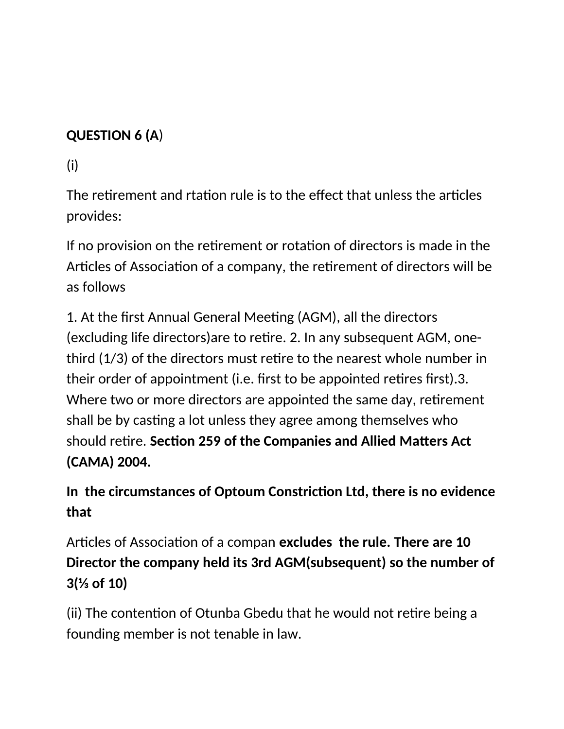**QUESTION 6 (A)**

(i)

The retirement and rtation rule is to the effect that unless the articles provides:

If no provision on the retirement or rotation of directors is made in the Articles of Association of a company, the retirement of directors will be as follows

1. At the first Annual General Meeting (AGM), all the directors (excluding life directors)are to retire. 2. In any subsequent AGM, one-third (1/3) of the directors must retire to the nearest whole number in their order of appointment (i.e. first to be appointed retires first).3. Where two or more directors are appointed the same day, retirement shall be by casting a lot unless they agree among themselves who should retire. **Section 259 of the Companies and Allied Matters Act (CAMA) 2004.**

**In the circumstances of Optoum Constriction Ltd, there is no evidence that**

Articles of Association of a compan **excludes the rule. There are 10 Director the company held its 3rd AGM(subsequent) so the number of 3(⅓ of 10)**

(ii) The contention of Otunba Gbedu that he would not retire being a founding member is not tenable in law.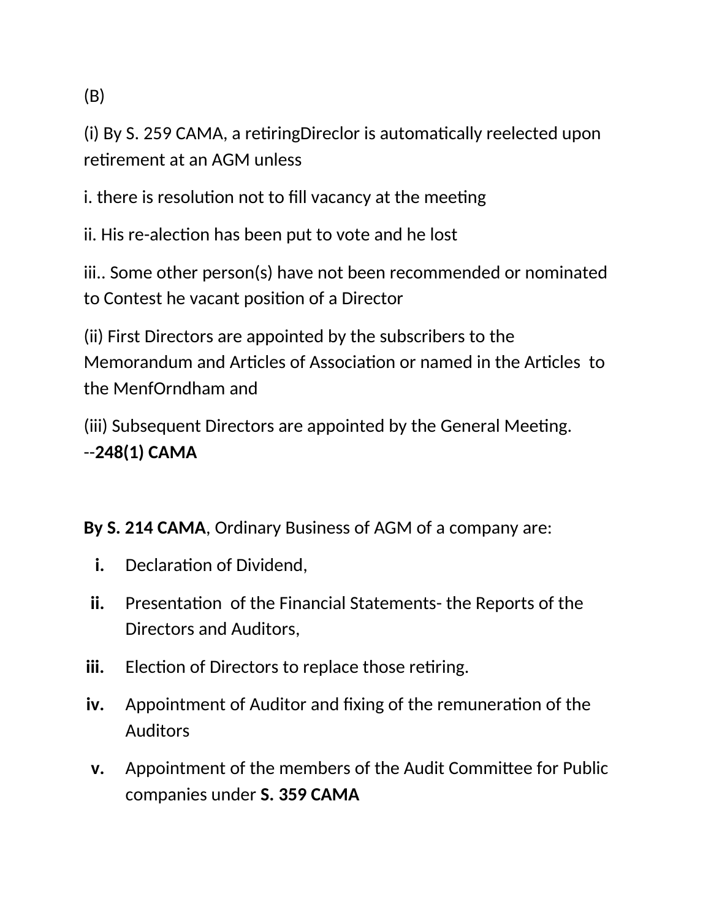(B)

(i) By S. 259 CAMA, a retiringDireclor is automatically reelected upon retirement at an AGM unless

i. there is resolution not to fill vacancy at the meeting

ii. His re-alection has been put to vote and he lost

iii.. Some other person(s) have not been recommended or nominated to Contest he vacant position of a Director

(ii) First Directors are appointed by the subscribers to the Memorandum and Articles of Association or named in the Articles to the MenfOrndham and

(iii) Subsequent Directors are appointed by the General Meeting. --**248(1) CAMA**

**By S. 214 CAMA**, Ordinary Business of AGM of a company are:

- **i.** Declaration of Dividend,
- **ii.** Presentation of the Financial Statements- the Reports of the Directors and Auditors,
- **iii.** Election of Directors to replace those retiring.
- **iv.** Appointment of Auditor and fixing of the remuneration of the Auditors
- **v.** Appointment of the members of the Audit Committee for Public companies under **S. 359 CAMA**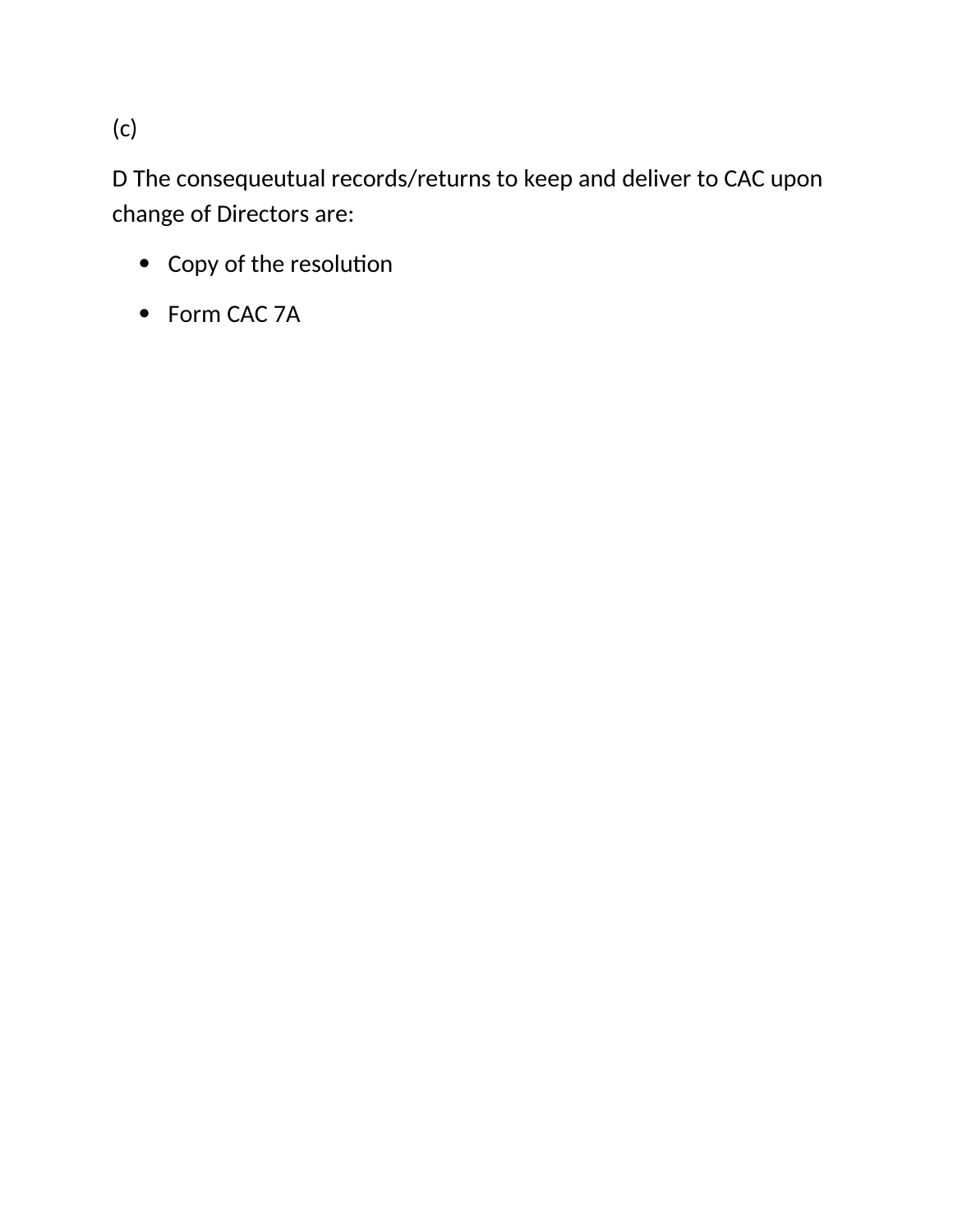(c)

D The consequeutual records/returns to keep and deliver to CAC upon change of Directors are:

- Copy of the resolution
- Form CAC 7A